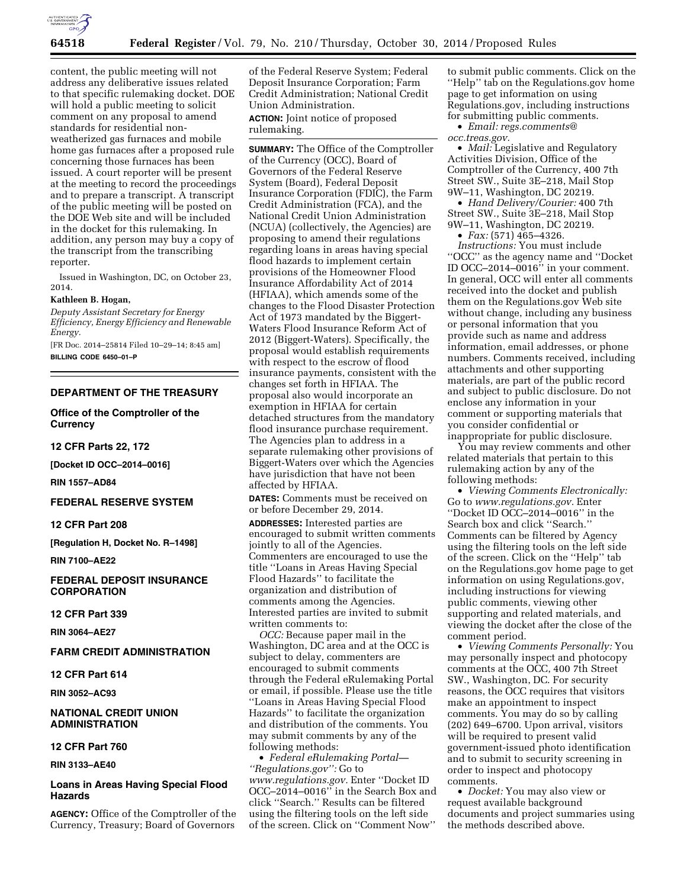content, the public meeting will not address any deliberative issues related to that specific rulemaking docket. DOE will hold a public meeting to solicit comment on any proposal to amend standards for residential non-weatherized gas furnaces and mobile home gas furnaces after a proposed rule concerning those furnaces has been issued. A court reporter will be present at the meeting to record the proceedings and to prepare a transcript. A transcript of the public meeting will be posted on the DOE Web site and will be included in the docket for this rulemaking. In addition, any person may buy a copy of the transcript from the transcribing reporter.

Issued in Washington, DC, on October 23, 2014.

**Kathleen B. Hogan,**

*Deputy Assistant Secretary for Energy Efficiency, Energy Efficiency and Renewable Energy.*

[FR Doc. 2014–25814 Filed 10–29–14; 8:45 am]

**BILLING CODE 6450–01–P**

---

## DEPARTMENT OF THE TREASURY

### Office of the Comptroller of the Currency

**12 CFR Parts 22, 172**

**[Docket ID OCC–2014–0016]**

**RIN 1557–AD84**

## FEDERAL RESERVE SYSTEM

**12 CFR Part 208**

**[Regulation H, Docket No. R–1498]**

**RIN 7100–AE22**

## FEDERAL DEPOSIT INSURANCE CORPORATION

**12 CFR Part 339**

**RIN 3064–AE27**

## FARM CREDIT ADMINISTRATION

**12 CFR Part 614**

**RIN 3052–AC93**

## NATIONAL CREDIT UNION ADMINISTRATION

**12 CFR Part 760**

**RIN 3133–AE40**

### Loans in Areas Having Special Flood Hazards

**AGENCY:** Office of the Comptroller of the Currency, Treasury; Board of Governors of the Federal Reserve System; Federal Deposit Insurance Corporation; Farm Credit Administration; National Credit Union Administration.

**ACTION:** Joint notice of proposed rulemaking.

**SUMMARY:** The Office of the Comptroller of the Currency (OCC), Board of Governors of the Federal Reserve System (Board), Federal Deposit Insurance Corporation (FDIC), the Farm Credit Administration (FCA), and the National Credit Union Administration (NCUA) (collectively, the Agencies) are proposing to amend their regulations regarding loans in areas having special flood hazards to implement certain provisions of the Homeowner Flood Insurance Affordability Act of 2014 (HFIAA), which amends some of the changes to the Flood Disaster Protection Act of 1973 mandated by the Biggert-Waters Flood Insurance Reform Act of 2012 (Biggert-Waters). Specifically, the proposal would establish requirements with respect to the escrow of flood insurance payments, consistent with the changes set forth in HFIAA. The proposal also would incorporate an exemption in HFIAA for certain detached structures from the mandatory flood insurance purchase requirement. The Agencies plan to address in a separate rulemaking other provisions of Biggert-Waters over which the Agencies have jurisdiction that have not been affected by HFIAA.

**DATES:** Comments must be received on or before December 29, 2014.

**ADDRESSES:** Interested parties are encouraged to submit written comments jointly to all of the Agencies. Commenters are encouraged to use the title "Loans in Areas Having Special Flood Hazards" to facilitate the organization and distribution of comments among the Agencies. Interested parties are invited to submit written comments to:

*OCC:* Because paper mail in the Washington, DC area and at the OCC is subject to delay, commenters are encouraged to submit comments through the Federal eRulemaking Portal or email, if possible. Please use the title "Loans in Areas Having Special Flood Hazards" to facilitate the organization and distribution of the comments. You may submit comments by any of the following methods:

- *Federal eRulemaking Portal—"Regulations.gov":* Go to *www.regulations.gov.* Enter "Docket ID OCC–2014–0016" in the Search Box and click "Search." Results can be filtered using the filtering tools on the left side of the screen. Click on "Comment Now" to submit public comments. Click on the "Help" tab on the Regulations.gov home page to get information on using Regulations.gov, including instructions for submitting public comments.
- *Email: regs.comments@occ.treas.gov.*
- *Mail:* Legislative and Regulatory Activities Division, Office of the Comptroller of the Currency, 400 7th Street SW., Suite 3E–218, Mail Stop 9W–11, Washington, DC 20219.
- *Hand Delivery/Courier:* 400 7th Street SW., Suite 3E–218, Mail Stop 9W–11, Washington, DC 20219.
- *Fax:* (571) 465–4326.

*Instructions:* You must include "OCC" as the agency name and "Docket ID OCC–2014–0016" in your comment. In general, OCC will enter all comments received into the docket and publish them on the Regulations.gov Web site without change, including any business or personal information that you provide such as name and address information, email addresses, or phone numbers. Comments received, including attachments and other supporting materials, are part of the public record and subject to public disclosure. Do not enclose any information in your comment or supporting materials that you consider confidential or inappropriate for public disclosure.

You may review comments and other related materials that pertain to this rulemaking action by any of the following methods:

- *Viewing Comments Electronically:* Go to *www.regulations.gov.* Enter "Docket ID OCC–2014–0016" in the Search box and click "Search." Comments can be filtered by Agency using the filtering tools on the left side of the screen. Click on the "Help" tab on the Regulations.gov home page to get information on using Regulations.gov, including instructions for viewing public comments, viewing other supporting and related materials, and viewing the docket after the close of the comment period.
- *Viewing Comments Personally:* You may personally inspect and photocopy comments at the OCC, 400 7th Street SW., Washington, DC. For security reasons, the OCC requires that visitors make an appointment to inspect comments. You may do so by calling (202) 649–6700. Upon arrival, visitors will be required to present valid government-issued photo identification and to submit to security screening in order to inspect and photocopy comments.
- *Docket:* You may also view or request available background documents and project summaries using the methods described above.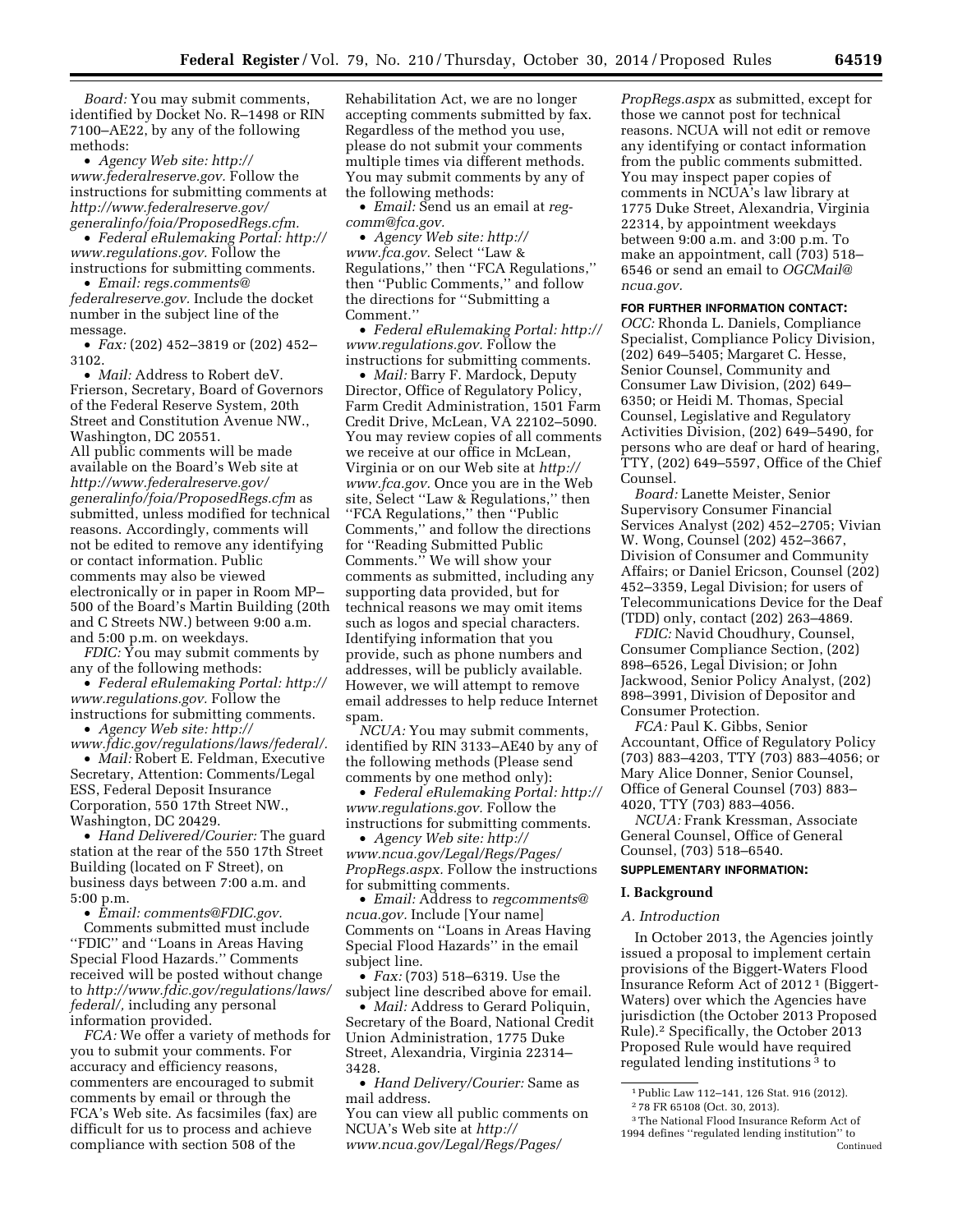*Board:* You may submit comments, identified by Docket No. R–1498 or RIN 7100–AE22, by any of the following methods:

- *Agency Web site: http://www.federalreserve.gov.* Follow the instructions for submitting comments at *http://www.federalreserve.gov/generalinfo/foia/ProposedRegs.cfm.*
- *Federal eRulemaking Portal: http://www.regulations.gov.* Follow the instructions for submitting comments.
- *Email: regs.comments@federalreserve.gov.* Include the docket number in the subject line of the message.
- *Fax:* (202) 452–3819 or (202) 452–3102.
- *Mail:* Address to Robert deV. Frierson, Secretary, Board of Governors of the Federal Reserve System, 20th Street and Constitution Avenue NW., Washington, DC 20551.

All public comments will be made available on the Board's Web site at *http://www.federalreserve.gov/generalinfo/foia/ProposedRegs.cfm* as submitted, unless modified for technical reasons. Accordingly, comments will not be edited to remove any identifying or contact information. Public comments may also be viewed electronically or in paper in Room MP–500 of the Board's Martin Building (20th and C Streets NW.) between 9:00 a.m. and 5:00 p.m. on weekdays.

*FDIC:* You may submit comments by any of the following methods:

- *Federal eRulemaking Portal: http://www.regulations.gov.* Follow the instructions for submitting comments.
- *Agency Web site: http://www.fdic.gov/regulations/laws/federal/.*
- *Mail:* Robert E. Feldman, Executive Secretary, Attention: Comments/Legal ESS, Federal Deposit Insurance Corporation, 550 17th Street NW., Washington, DC 20429.
- *Hand Delivered/Courier:* The guard station at the rear of the 550 17th Street Building (located on F Street), on business days between 7:00 a.m. and 5:00 p.m.
- *Email: comments@FDIC.gov.*

Comments submitted must include ''FDIC'' and ''Loans in Areas Having Special Flood Hazards.'' Comments received will be posted without change to *http://www.fdic.gov/regulations/laws/federal/,* including any personal information provided.

*FCA:* We offer a variety of methods for you to submit your comments. For accuracy and efficiency reasons, commenters are encouraged to submit comments by email or through the FCA's Web site. As facsimiles (fax) are difficult for us to process and achieve compliance with section 508 of the Rehabilitation Act, we are no longer accepting comments submitted by fax. Regardless of the method you use, please do not submit your comments multiple times via different methods. You may submit comments by any of the following methods:

- *Email:* Send us an email at *reg-comm@fca.gov.*
- *Agency Web site: http://www.fca.gov.* Select ''Law & Regulations,'' then ''FCA Regulations,'' then ''Public Comments,'' and follow the directions for ''Submitting a Comment.''
- *Federal eRulemaking Portal: http://www.regulations.gov.* Follow the instructions for submitting comments.
- *Mail:* Barry F. Mardock, Deputy Director, Office of Regulatory Policy, Farm Credit Administration, 1501 Farm Credit Drive, McLean, VA 22102–5090.

You may review copies of all comments we receive at our office in McLean, Virginia or on our Web site at *http://www.fca.gov.* Once you are in the Web site, Select ''Law & Regulations,'' then ''FCA Regulations,'' then ''Public Comments,'' and follow the directions for ''Reading Submitted Public Comments.'' We will show your comments as submitted, including any supporting data provided, but for technical reasons we may omit items such as logos and special characters. Identifying information that you provide, such as phone numbers and addresses, will be publicly available. However, we will attempt to remove email addresses to help reduce Internet spam.

*NCUA:* You may submit comments, identified by RIN 3133–AE40 by any of the following methods (Please send comments by one method only):

- *Federal eRulemaking Portal: http://www.regulations.gov.* Follow the instructions for submitting comments.
- *Agency Web site: http://www.ncua.gov/Legal/Regs/Pages/PropRegs.aspx.* Follow the instructions for submitting comments.
- *Email:* Address to *regcomments@ncua.gov.* Include [Your name] Comments on ''Loans in Areas Having Special Flood Hazards'' in the email subject line.
- *Fax:* (703) 518–6319. Use the subject line described above for email.
- *Mail:* Address to Gerard Poliquin, Secretary of the Board, National Credit Union Administration, 1775 Duke Street, Alexandria, Virginia 22314–3428.
- *Hand Delivery/Courier:* Same as mail address.

You can view all public comments on NCUA's Web site at *http://www.ncua.gov/Legal/Regs/Pages/PropRegs.aspx* as submitted, except for those we cannot post for technical reasons. NCUA will not edit or remove any identifying or contact information from the public comments submitted. You may inspect paper copies of comments in NCUA's law library at 1775 Duke Street, Alexandria, Virginia 22314, by appointment weekdays between 9:00 a.m. and 3:00 p.m. To make an appointment, call (703) 518–6546 or send an email to *OGCMail@ncua.gov.*

**FOR FURTHER INFORMATION CONTACT:**

*OCC:* Rhonda L. Daniels, Compliance Specialist, Compliance Policy Division, (202) 649–5405; Margaret C. Hesse, Senior Counsel, Community and Consumer Law Division, (202) 649–6350; or Heidi M. Thomas, Special Counsel, Legislative and Regulatory Activities Division, (202) 649–5490, for persons who are deaf or hard of hearing, TTY, (202) 649–5597, Office of the Chief Counsel.

*Board:* Lanette Meister, Senior Supervisory Consumer Financial Services Analyst (202) 452–2705; Vivian W. Wong, Counsel (202) 452–3667, Division of Consumer and Community Affairs; or Daniel Ericson, Counsel (202) 452–3359, Legal Division; for users of Telecommunications Device for the Deaf (TDD) only, contact (202) 263–4869.

*FDIC:* Navid Choudhury, Counsel, Consumer Compliance Section, (202) 898–6526, Legal Division; or John Jackwood, Senior Policy Analyst, (202) 898–3991, Division of Depositor and Consumer Protection.

*FCA:* Paul K. Gibbs, Senior Accountant, Office of Regulatory Policy (703) 883–4203, TTY (703) 883–4056; or Mary Alice Donner, Senior Counsel, Office of General Counsel (703) 883–4020, TTY (703) 883–4056.

*NCUA:* Frank Kressman, Associate General Counsel, Office of General Counsel, (703) 518–6540.

**SUPPLEMENTARY INFORMATION:**

## I. Background

### A. Introduction

In October 2013, the Agencies jointly issued a proposal to implement certain provisions of the Biggert-Waters Flood Insurance Reform Act of 2012 [1] (Biggert-Waters) over which the Agencies have jurisdiction (the October 2013 Proposed Rule).[2] Specifically, the October 2013 Proposed Rule would have required regulated lending institutions [3] to

[1] Public Law 112–141, 126 Stat. 916 (2012).

[2] 78 FR 65108 (Oct. 30, 2013).

[3] The National Flood Insurance Reform Act of 1994 defines ''regulated lending institution'' to Continued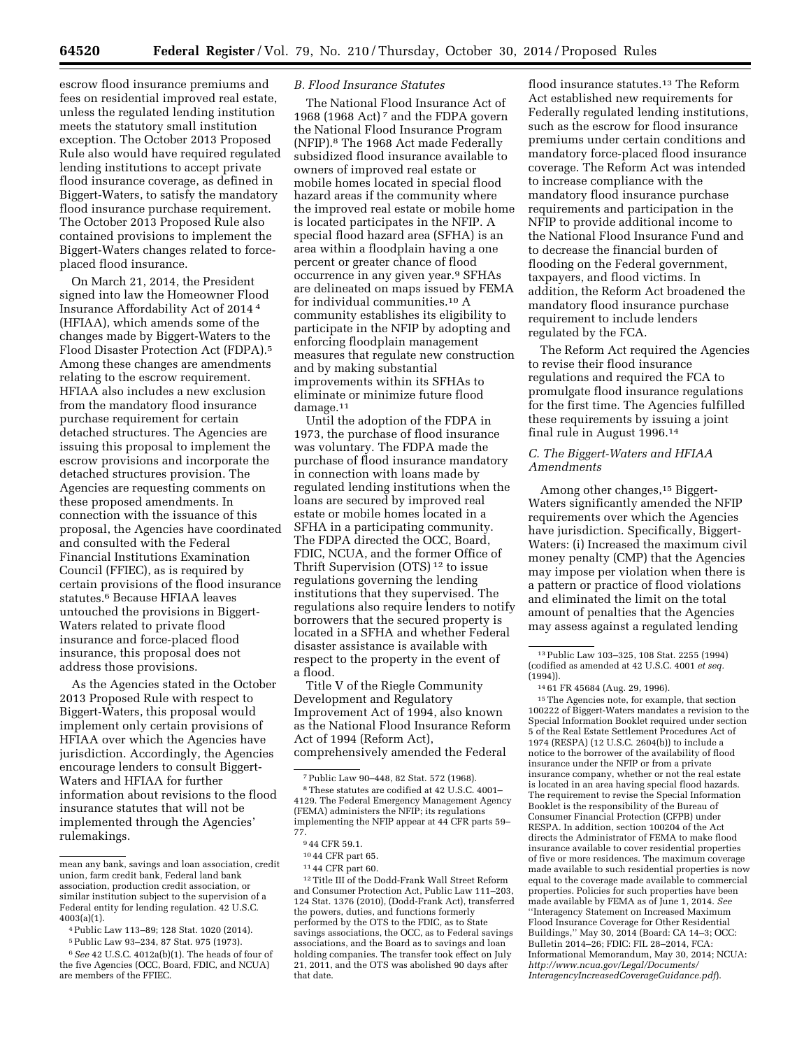escrow flood insurance premiums and fees on residential improved real estate, unless the regulated lending institution meets the statutory small institution exception. The October 2013 Proposed Rule also would have required regulated lending institutions to accept private flood insurance coverage, as defined in Biggert-Waters, to satisfy the mandatory flood insurance purchase requirement. The October 2013 Proposed Rule also contained provisions to implement the Biggert-Waters changes related to force-placed flood insurance.

On March 21, 2014, the President signed into law the Homeowner Flood Insurance Affordability Act of 2014 [4] (HFIAA), which amends some of the changes made by Biggert-Waters to the Flood Disaster Protection Act (FDPA).[5] Among these changes are amendments relating to the escrow requirement. HFIAA also includes a new exclusion from the mandatory flood insurance purchase requirement for certain detached structures. The Agencies are issuing this proposal to implement the escrow provisions and incorporate the detached structures provision. The Agencies are requesting comments on these proposed amendments. In connection with the issuance of this proposal, the Agencies have coordinated and consulted with the Federal Financial Institutions Examination Council (FFIEC), as is required by certain provisions of the flood insurance statutes.[6] Because HFIAA leaves untouched the provisions in Biggert-Waters related to private flood insurance and force-placed flood insurance, this proposal does not address those provisions.

As the Agencies stated in the October 2013 Proposed Rule with respect to Biggert-Waters, this proposal would implement only certain provisions of HFIAA over which the Agencies have jurisdiction. Accordingly, the Agencies encourage lenders to consult Biggert-Waters and HFIAA for further information about revisions to the flood insurance statutes that will not be implemented through the Agencies' rulemakings.

### B. Flood Insurance Statutes

The National Flood Insurance Act of 1968 (1968 Act) [7] and the FDPA govern the National Flood Insurance Program (NFIP).[8] The 1968 Act made Federally subsidized flood insurance available to owners of improved real estate or mobile homes located in special flood hazard areas if the community where the improved real estate or mobile home is located participates in the NFIP. A special flood hazard area (SFHA) is an area within a floodplain having a one percent or greater chance of flood occurrence in any given year.[9] SFHAs are delineated on maps issued by FEMA for individual communities.[10] A community establishes its eligibility to participate in the NFIP by adopting and enforcing floodplain management measures that regulate new construction and by making substantial improvements within its SFHAs to eliminate or minimize future flood damage.[11]

Until the adoption of the FDPA in 1973, the purchase of flood insurance was voluntary. The FDPA made the purchase of flood insurance mandatory in connection with loans made by regulated lending institutions when the loans are secured by improved real estate or mobile homes located in a SFHA in a participating community. The FDPA directed the OCC, Board, FDIC, NCUA, and the former Office of Thrift Supervision (OTS) [12] to issue regulations governing the lending institutions that they supervised. The regulations also require lenders to notify borrowers that the secured property is located in a SFHA and whether Federal disaster assistance is available with respect to the property in the event of a flood.

Title V of the Riegle Community Development and Regulatory Improvement Act of 1994, also known as the National Flood Insurance Reform Act of 1994 (Reform Act), comprehensively amended the Federal flood insurance statutes.[13] The Reform Act established new requirements for Federally regulated lending institutions, such as the escrow for flood insurance premiums under certain conditions and mandatory force-placed flood insurance coverage. The Reform Act was intended to increase compliance with the mandatory flood insurance purchase requirements and participation in the NFIP to provide additional income to the National Flood Insurance Fund and to decrease the financial burden of flooding on the Federal government, taxpayers, and flood victims. In addition, the Reform Act broadened the mandatory flood insurance purchase requirement to include lenders regulated by the FCA.

The Reform Act required the Agencies to revise their flood insurance regulations and required the FCA to promulgate flood insurance regulations for the first time. The Agencies fulfilled these requirements by issuing a joint final rule in August 1996.[14]

### C. The Biggert-Waters and HFIAA Amendments

Among other changes,[15] Biggert-Waters significantly amended the NFIP requirements over which the Agencies have jurisdiction. Specifically, Biggert-Waters: (i) Increased the maximum civil money penalty (CMP) that the Agencies may impose per violation when there is a pattern or practice of flood violations and eliminated the limit on the total amount of penalties that the Agencies may assess against a regulated lending

---

mean any bank, savings and loan association, credit union, farm credit bank, Federal land bank association, production credit association, or similar institution subject to the supervision of a Federal entity for lending regulation. 42 U.S.C. 4003(a)(1).

[4] Public Law 113–89; 128 Stat. 1020 (2014).

[5] Public Law 93–234, 87 Stat. 975 (1973).

[6] *See* 42 U.S.C. 4012a(b)(1). The heads of four of the five Agencies (OCC, Board, FDIC, and NCUA) are members of the FFIEC.

[7] Public Law 90–448, 82 Stat. 572 (1968).

[8] These statutes are codified at 42 U.S.C. 4001–4129. The Federal Emergency Management Agency (FEMA) administers the NFIP; its regulations implementing the NFIP appear at 44 CFR parts 59–77.

[9] 44 CFR 59.1.

[10] 44 CFR part 65.

[11] 44 CFR part 60.

[12] Title III of the Dodd-Frank Wall Street Reform and Consumer Protection Act, Public Law 111–203, 124 Stat. 1376 (2010), (Dodd-Frank Act), transferred the powers, duties, and functions formerly performed by the OTS to the FDIC, as to State savings associations, the OCC, as to Federal savings associations, and the Board as to savings and loan holding companies. The transfer took effect on July 21, 2011, and the OTS was abolished 90 days after that date.

[13] Public Law 103–325, 108 Stat. 2255 (1994) (codified as amended at 42 U.S.C. 4001 *et seq.* (1994)).

[14] 61 FR 45684 (Aug. 29, 1996).

[15] The Agencies note, for example, that section 100222 of Biggert-Waters mandates a revision to the Special Information Booklet required under section 5 of the Real Estate Settlement Procedures Act of 1974 (RESPA) (12 U.S.C. 2604(b)) to include a notice to the borrower of the availability of flood insurance under the NFIP or from a private insurance company, whether or not the real estate is located in an area having special flood hazards. The requirement to revise the Special Information Booklet is the responsibility of the Bureau of Consumer Financial Protection (CFPB) under RESPA. In addition, section 100204 of the Act directs the Administrator of FEMA to make flood insurance available to cover residential properties of five or more residences. The maximum coverage made available to such residential properties is now equal to the coverage made available to commercial properties. Policies for such properties have been made available by FEMA as of June 1, 2014. *See* "Interagency Statement on Increased Maximum Flood Insurance Coverage for Other Residential Buildings," May 30, 2014 (Board: CA 14–3; OCC: Bulletin 2014–26; FDIC: FIL 28–2014, FCA: Informational Memorandum, May 30, 2014; NCUA: *http://www.ncua.gov/Legal/Documents/InteragencyIncreasedCoverageGuidance.pdf*).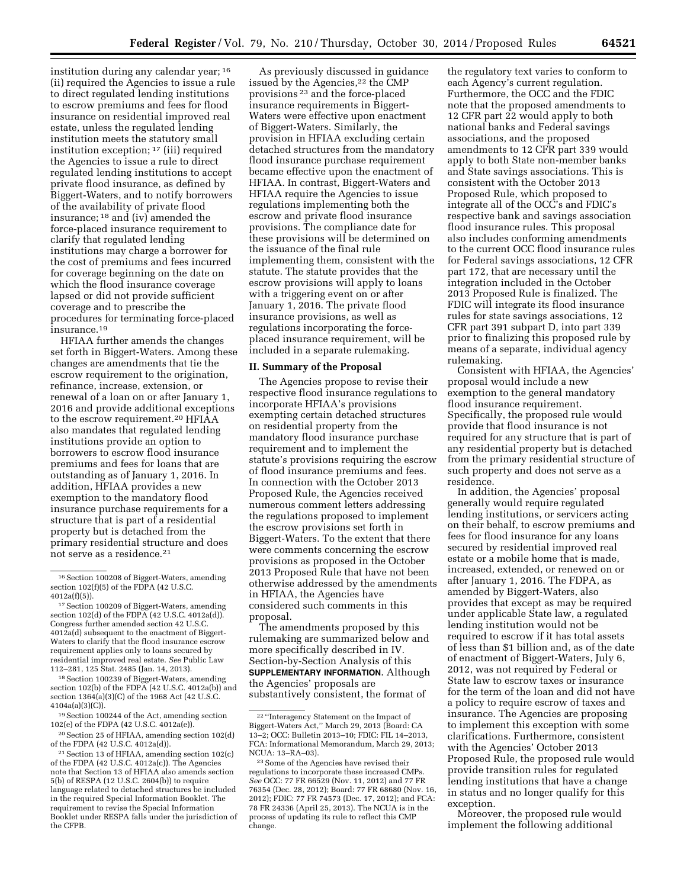institution during any calendar year; [16] (ii) required the Agencies to issue a rule to direct regulated lending institutions to escrow premiums and fees for flood insurance on residential improved real estate, unless the regulated lending institution meets the statutory small institution exception; [17] (iii) required the Agencies to issue a rule to direct regulated lending institutions to accept private flood insurance, as defined by Biggert-Waters, and to notify borrowers of the availability of private flood insurance; [18] and (iv) amended the force-placed insurance requirement to clarify that regulated lending institutions may charge a borrower for the cost of premiums and fees incurred for coverage beginning on the date on which the flood insurance coverage lapsed or did not provide sufficient coverage and to prescribe the procedures for terminating force-placed insurance.[19]

HFIAA further amends the changes set forth in Biggert-Waters. Among these changes are amendments that tie the escrow requirement to the origination, refinance, increase, extension, or renewal of a loan on or after January 1, 2016 and provide additional exceptions to the escrow requirement.[20] HFIAA also mandates that regulated lending institutions provide an option to borrowers to escrow flood insurance premiums and fees for loans that are outstanding as of January 1, 2016. In addition, HFIAA provides a new exemption to the mandatory flood insurance purchase requirements for a structure that is part of a residential property but is detached from the primary residential structure and does not serve as a residence.[21]

As previously discussed in guidance issued by the Agencies,[22] the CMP provisions [23] and the force-placed insurance requirements in Biggert-Waters were effective upon enactment of Biggert-Waters. Similarly, the provision in HFIAA excluding certain detached structures from the mandatory flood insurance purchase requirement became effective upon the enactment of HFIAA. In contrast, Biggert-Waters and HFIAA require the Agencies to issue regulations implementing both the escrow and private flood insurance provisions. The compliance date for these provisions will be determined on the issuance of the final rule implementing them, consistent with the statute. The statute provides that the escrow provisions will apply to loans with a triggering event on or after January 1, 2016. The private flood insurance provisions, as well as regulations incorporating the force-placed insurance requirement, will be included in a separate rulemaking.

## II. Summary of the Proposal

The Agencies propose to revise their respective flood insurance regulations to incorporate HFIAA's provisions exempting certain detached structures on residential property from the mandatory flood insurance purchase requirement and to implement the statute's provisions requiring the escrow of flood insurance premiums and fees. In connection with the October 2013 Proposed Rule, the Agencies received numerous comment letters addressing the regulations proposed to implement the escrow provisions set forth in Biggert-Waters. To the extent that there were comments concerning the escrow provisions as proposed in the October 2013 Proposed Rule that have not been otherwise addressed by the amendments in HFIAA, the Agencies have considered such comments in this proposal.

The amendments proposed by this rulemaking are summarized below and more specifically described in IV. Section-by-Section Analysis of this **SUPPLEMENTARY INFORMATION**. Although the Agencies' proposals are substantively consistent, the format of the regulatory text varies to conform to each Agency's current regulation. Furthermore, the OCC and the FDIC note that the proposed amendments to 12 CFR part 22 would apply to both national banks and Federal savings associations, and the proposed amendments to 12 CFR part 339 would apply to both State non-member banks and State savings associations. This is consistent with the October 2013 Proposed Rule, which proposed to integrate all of the OCC's and FDIC's respective bank and savings association flood insurance rules. This proposal also includes conforming amendments to the current OCC flood insurance rules for Federal savings associations, 12 CFR part 172, that are necessary until the integration included in the October 2013 Proposed Rule is finalized. The FDIC will integrate its flood insurance rules for state savings associations, 12 CFR part 391 subpart D, into part 339 prior to finalizing this proposed rule by means of a separate, individual agency rulemaking.

Consistent with HFIAA, the Agencies' proposal would include a new exemption to the general mandatory flood insurance requirement. Specifically, the proposed rule would provide that flood insurance is not required for any structure that is part of any residential property but is detached from the primary residential structure of such property and does not serve as a residence.

In addition, the Agencies' proposal generally would require regulated lending institutions, or servicers acting on their behalf, to escrow premiums and fees for flood insurance for any loans secured by residential improved real estate or a mobile home that is made, increased, extended, or renewed on or after January 1, 2016. The FDPA, as amended by Biggert-Waters, also provides that except as may be required under applicable State law, a regulated lending institution would not be required to escrow if it has total assets of less than $1 billion and, as of the date of enactment of Biggert-Waters, July 6, 2012, was not required by Federal or State law to escrow taxes or insurance for the term of the loan and did not have a policy to require escrow of taxes and insurance. The Agencies are proposing to implement this exception with some clarifications. Furthermore, consistent with the Agencies' October 2013 Proposed Rule, the proposed rule would provide transition rules for regulated lending institutions that have a change in status and no longer qualify for this exception.

Moreover, the proposed rule would implement the following additional

---

[16] Section 100208 of Biggert-Waters, amending section 102(f)(5) of the FDPA (42 U.S.C. 4012a(f)(5)).

[17] Section 100209 of Biggert-Waters, amending section 102(d) of the FDPA (42 U.S.C. 4012a(d)). Congress further amended section 42 U.S.C. 4012a(d) subsequent to the enactment of Biggert-Waters to clarify that the flood insurance escrow requirement applies only to loans secured by residential improved real estate. *See* Public Law 112–281, 125 Stat. 2485 (Jan. 14, 2013).

[18] Section 100239 of Biggert-Waters, amending section 102(b) of the FDPA (42 U.S.C. 4012a(b)) and section 1364(a)(3)(C) of the 1968 Act (42 U.S.C. 4104a(a)(3)(C)).

[19] Section 100244 of the Act, amending section 102(e) of the FDPA (42 U.S.C. 4012a(e)).

[20] Section 25 of HFIAA, amending section 102(d) of the FDPA (42 U.S.C. 4012a(d)).

[21] Section 13 of HFIAA, amending section 102(c) of the FDPA (42 U.S.C. 4012a(c)). The Agencies note that Section 13 of HFIAA also amends section 5(b) of RESPA (12 U.S.C. 2604(b)) to require language related to detached structures be included in the required Special Information Booklet. The requirement to revise the Special Information Booklet under RESPA falls under the jurisdiction of the CFPB.

[22] ''Interagency Statement on the Impact of Biggert-Waters Act,'' March 29, 2013 (Board: CA 13–2; OCC: Bulletin 2013–10; FDIC: FIL 14–2013, FCA: Informational Memorandum, March 29, 2013; NCUA: 13–RA–03).

[23] Some of the Agencies have revised their regulations to incorporate these increased CMPs. *See* OCC: 77 FR 66529 (Nov. 11, 2012) and 77 FR 76354 (Dec. 28, 2012); Board: 77 FR 68680 (Nov. 16, 2012); FDIC: 77 FR 74573 (Dec. 17, 2012); and FCA: 78 FR 24336 (April 25, 2013). The NCUA is in the process of updating its rule to reflect this CMP change.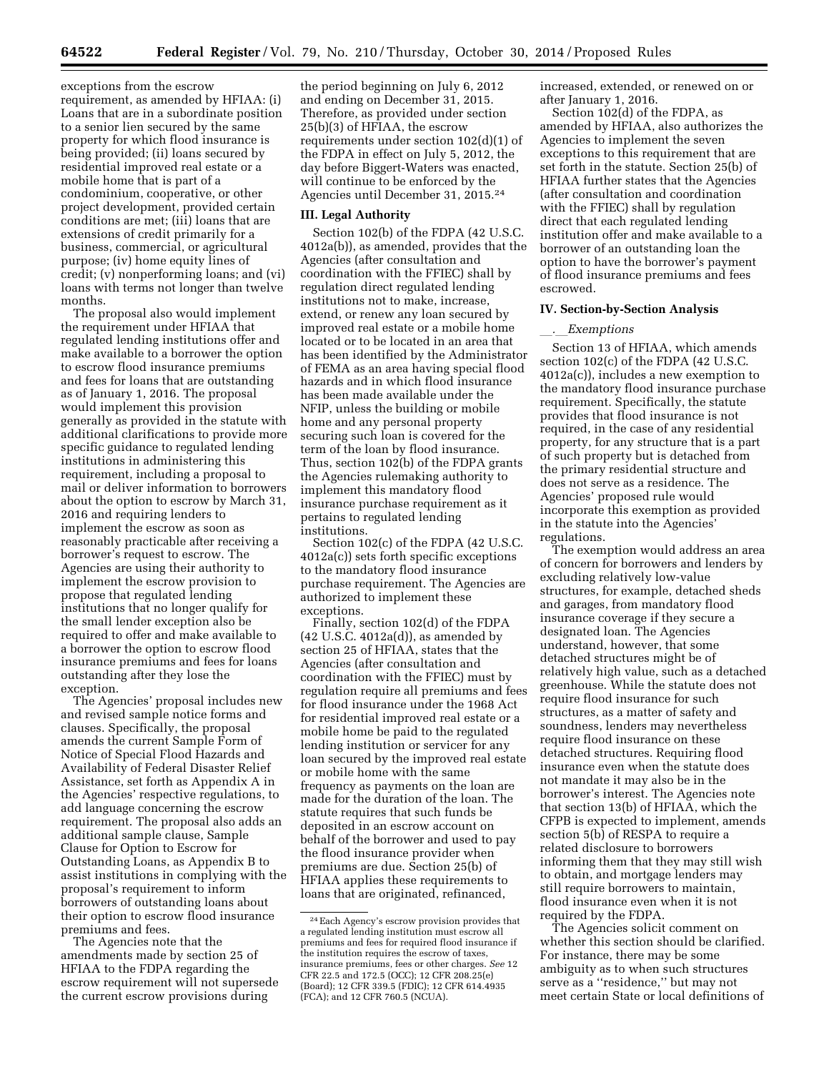exceptions from the escrow requirement, as amended by HFIAA: (i) Loans that are in a subordinate position to a senior lien secured by the same property for which flood insurance is being provided; (ii) loans secured by residential improved real estate or a mobile home that is part of a condominium, cooperative, or other project development, provided certain conditions are met; (iii) loans that are extensions of credit primarily for a business, commercial, or agricultural purpose; (iv) home equity lines of credit; (v) nonperforming loans; and (vi) loans with terms not longer than twelve months.

The proposal also would implement the requirement under HFIAA that regulated lending institutions offer and make available to a borrower the option to escrow flood insurance premiums and fees for loans that are outstanding as of January 1, 2016. The proposal would implement this provision generally as provided in the statute with additional clarifications to provide more specific guidance to regulated lending institutions in administering this requirement, including a proposal to mail or deliver information to borrowers about the option to escrow by March 31, 2016 and requiring lenders to implement the escrow as soon as reasonably practicable after receiving a borrower's request to escrow. The Agencies are using their authority to implement the escrow provision to propose that regulated lending institutions that no longer qualify for the small lender exception also be required to offer and make available to a borrower the option to escrow flood insurance premiums and fees for loans outstanding after they lose the exception.

The Agencies' proposal includes new and revised sample notice forms and clauses. Specifically, the proposal amends the current Sample Form of Notice of Special Flood Hazards and Availability of Federal Disaster Relief Assistance, set forth as Appendix A in the Agencies' respective regulations, to add language concerning the escrow requirement. The proposal also adds an additional sample clause, Sample Clause for Option to Escrow for Outstanding Loans, as Appendix B to assist institutions in complying with the proposal's requirement to inform borrowers of outstanding loans about their option to escrow flood insurance premiums and fees.

The Agencies note that the amendments made by section 25 of HFIAA to the FDPA regarding the escrow requirement will not supersede the current escrow provisions during the period beginning on July 6, 2012 and ending on December 31, 2015. Therefore, as provided under section 25(b)(3) of HFIAA, the escrow requirements under section 102(d)(1) of the FDPA in effect on July 5, 2012, the day before Biggert-Waters was enacted, will continue to be enforced by the Agencies until December 31, 2015.[24]

## III. Legal Authority

Section 102(b) of the FDPA (42 U.S.C. 4012a(b)), as amended, provides that the Agencies (after consultation and coordination with the FFIEC) shall by regulation direct regulated lending institutions not to make, increase, extend, or renew any loan secured by improved real estate or a mobile home located or to be located in an area that has been identified by the Administrator of FEMA as an area having special flood hazards and in which flood insurance has been made available under the NFIP, unless the building or mobile home and any personal property securing such loan is covered for the term of the loan by flood insurance. Thus, section 102(b) of the FDPA grants the Agencies rulemaking authority to implement this mandatory flood insurance purchase requirement as it pertains to regulated lending institutions.

Section 102(c) of the FDPA (42 U.S.C. 4012a(c)) sets forth specific exceptions to the mandatory flood insurance purchase requirement. The Agencies are authorized to implement these exceptions.

Finally, section 102(d) of the FDPA (42 U.S.C. 4012a(d)), as amended by section 25 of HFIAA, states that the Agencies (after consultation and coordination with the FFIEC) must by regulation require all premiums and fees for flood insurance under the 1968 Act for residential improved real estate or a mobile home be paid to the regulated lending institution or servicer for any loan secured by the improved real estate or mobile home with the same frequency as payments on the loan are made for the duration of the loan. The statute requires that such funds be deposited in an escrow account on behalf of the borrower and used to pay the flood insurance provider when premiums are due. Section 25(b) of HFIAA applies these requirements to loans that are originated, refinanced, increased, extended, or renewed on or after January 1, 2016.

Section 102(d) of the FDPA, as amended by HFIAA, also authorizes the Agencies to implement the seven exceptions to this requirement that are set forth in the statute. Section 25(b) of HFIAA further states that the Agencies (after consultation and coordination with the FFIEC) shall by regulation direct that each regulated lending institution offer and make available to a borrower of an outstanding loan the option to have the borrower's payment of flood insurance premiums and fees escrowed.

## IV. Section-by-Section Analysis

*\_\_.\_\_Exemptions*

Section 13 of HFIAA, which amends section 102(c) of the FDPA (42 U.S.C. 4012a(c)), includes a new exemption to the mandatory flood insurance purchase requirement. Specifically, the statute provides that flood insurance is not required, in the case of any residential property, for any structure that is a part of such property but is detached from the primary residential structure and does not serve as a residence. The Agencies' proposed rule would incorporate this exemption as provided in the statute into the Agencies' regulations.

The exemption would address an area of concern for borrowers and lenders by excluding relatively low-value structures, for example, detached sheds and garages, from mandatory flood insurance coverage if they secure a designated loan. The Agencies understand, however, that some detached structures might be of relatively high value, such as a detached greenhouse. While the statute does not require flood insurance for such structures, as a matter of safety and soundness, lenders may nevertheless require flood insurance on these detached structures. Requiring flood insurance even when the statute does not mandate it may also be in the borrower's interest. The Agencies note that section 13(b) of HFIAA, which the CFPB is expected to implement, amends section 5(b) of RESPA to require a related disclosure to borrowers informing them that they may still wish to obtain, and mortgage lenders may still require borrowers to maintain, flood insurance even when it is not required by the FDPA.

The Agencies solicit comment on whether this section should be clarified. For instance, there may be some ambiguity as to when such structures serve as a "residence," but may not meet certain State or local definitions of

---

[24] Each Agency's escrow provision provides that a regulated lending institution must escrow all premiums and fees for required flood insurance if the institution requires the escrow of taxes, insurance premiums, fees or other charges. *See* 12 CFR 22.5 and 172.5 (OCC); 12 CFR 208.25(e) (Board); 12 CFR 339.5 (FDIC); 12 CFR 614.4935 (FCA); and 12 CFR 760.5 (NCUA).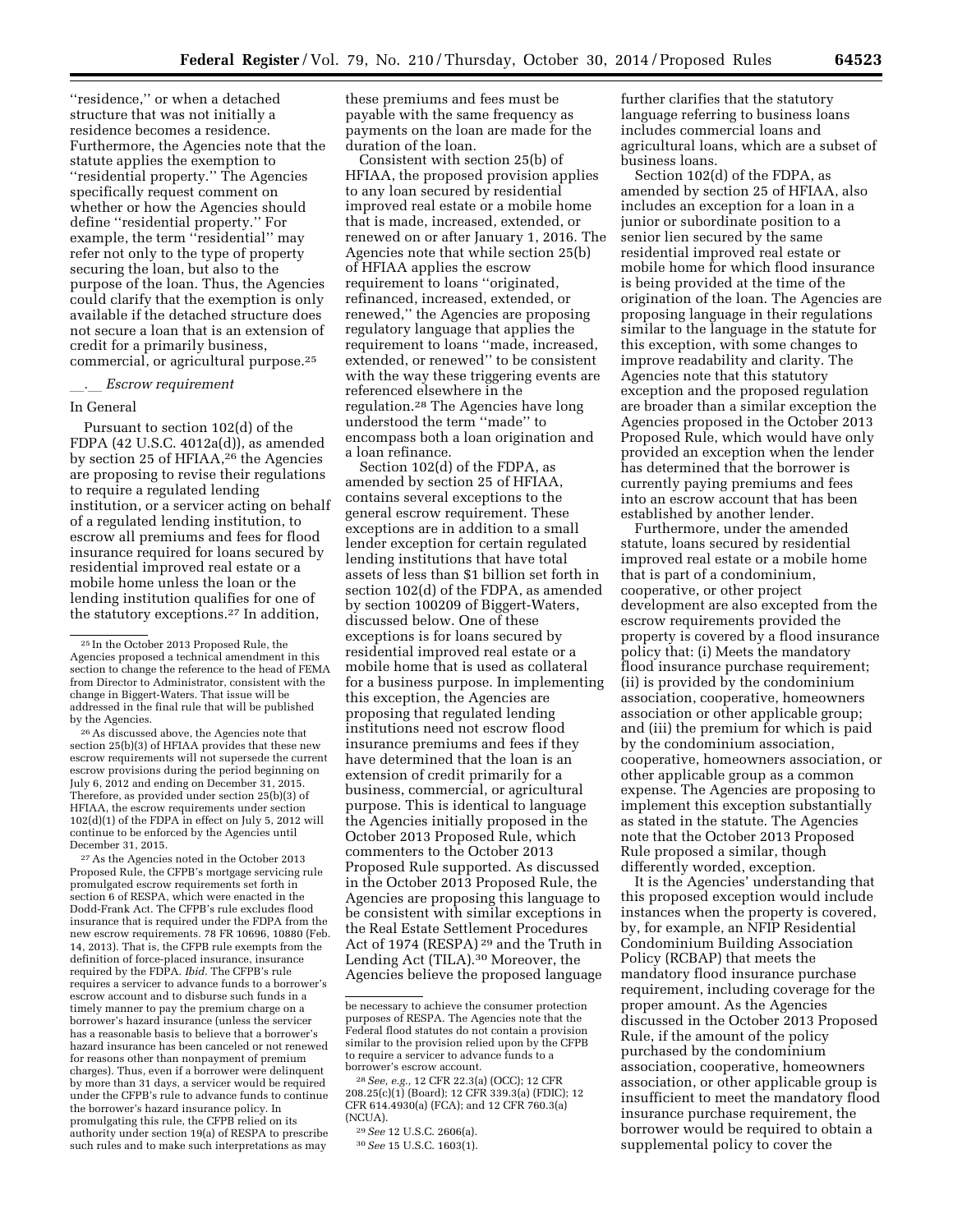''residence,'' or when a detached structure that was not initially a residence becomes a residence. Furthermore, the Agencies note that the statute applies the exemption to ''residential property.'' The Agencies specifically request comment on whether or how the Agencies should define ''residential property.'' For example, the term ''residential'' may refer not only to the type of property securing the loan, but also to the purpose of the loan. Thus, the Agencies could clarify that the exemption is only available if the detached structure does not secure a loan that is an extension of credit for a primarily business, commercial, or agricultural purpose.[25]

*__.__ Escrow requirement*

In General

Pursuant to section 102(d) of the FDPA (42 U.S.C. 4012a(d)), as amended by section 25 of HFIAA,[26] the Agencies are proposing to revise their regulations to require a regulated lending institution, or a servicer acting on behalf of a regulated lending institution, to escrow all premiums and fees for flood insurance required for loans secured by residential improved real estate or a mobile home unless the loan or the lending institution qualifies for one of the statutory exceptions.[27] In addition, these premiums and fees must be payable with the same frequency as payments on the loan are made for the duration of the loan.

Consistent with section 25(b) of HFIAA, the proposed provision applies to any loan secured by residential improved real estate or a mobile home that is made, increased, extended, or renewed on or after January 1, 2016. The Agencies note that while section 25(b) of HFIAA applies the escrow requirement to loans ''originated, refinanced, increased, extended, or renewed,'' the Agencies are proposing regulatory language that applies the requirement to loans ''made, increased, extended, or renewed'' to be consistent with the way these triggering events are referenced elsewhere in the regulation.[28] The Agencies have long understood the term ''made'' to encompass both a loan origination and a loan refinance.

Section 102(d) of the FDPA, as amended by section 25 of HFIAA, contains several exceptions to the general escrow requirement. These exceptions are in addition to a small lender exception for certain regulated lending institutions that have total assets of less than $1 billion set forth in section 102(d) of the FDPA, as amended by section 100209 of Biggert-Waters, discussed below. One of these exceptions is for loans secured by residential improved real estate or a mobile home that is used as collateral for a business purpose. In implementing this exception, the Agencies are proposing that regulated lending institutions need not escrow flood insurance premiums and fees if they have determined that the loan is an extension of credit primarily for a business, commercial, or agricultural purpose. This is identical to language the Agencies initially proposed in the October 2013 Proposed Rule, which commenters to the October 2013 Proposed Rule supported. As discussed in the October 2013 Proposed Rule, the Agencies are proposing this language to be consistent with similar exceptions in the Real Estate Settlement Procedures Act of 1974 (RESPA)[29] and the Truth in Lending Act (TILA).[30] Moreover, the Agencies believe the proposed language further clarifies that the statutory language referring to business loans includes commercial loans and agricultural loans, which are a subset of business loans.

Section 102(d) of the FDPA, as amended by section 25 of HFIAA, also includes an exception for a loan in a junior or subordinate position to a senior lien secured by the same residential improved real estate or mobile home for which flood insurance is being provided at the time of the origination of the loan. The Agencies are proposing language in their regulations similar to the language in the statute for this exception, with some changes to improve readability and clarity. The Agencies note that this statutory exception and the proposed regulation are broader than a similar exception the Agencies proposed in the October 2013 Proposed Rule, which would have only provided an exception when the lender has determined that the borrower is currently paying premiums and fees into an escrow account that has been established by another lender.

Furthermore, under the amended statute, loans secured by residential improved real estate or a mobile home that is part of a condominium, cooperative, or other project development are also excepted from the escrow requirements provided the property is covered by a flood insurance policy that: (i) Meets the mandatory flood insurance purchase requirement; (ii) is provided by the condominium association, cooperative, homeowners association or other applicable group; and (iii) the premium for which is paid by the condominium association, cooperative, homeowners association, or other applicable group as a common expense. The Agencies are proposing to implement this exception substantially as stated in the statute. The Agencies note that the October 2013 Proposed Rule proposed a similar, though differently worded, exception.

It is the Agencies' understanding that this proposed exception would include instances when the property is covered, by, for example, an NFIP Residential Condominium Building Association Policy (RCBAP) that meets the mandatory flood insurance purchase requirement, including coverage for the proper amount. As the Agencies discussed in the October 2013 Proposed Rule, if the amount of the policy purchased by the condominium association, cooperative, homeowners association, or other applicable group is insufficient to meet the mandatory flood insurance purchase requirement, the borrower would be required to obtain a supplemental policy to cover the

---

[25] In the October 2013 Proposed Rule, the Agencies proposed a technical amendment in this section to change the reference to the head of FEMA from Director to Administrator, consistent with the change in Biggert-Waters. This issue will be addressed in the final rule that will be published by the Agencies.

[26] As discussed above, the Agencies note that section 25(b)(3) of HFIAA provides that these new escrow requirements will not supersede the current escrow provisions during the period beginning on July 6, 2012 and ending on December 31, 2015. Therefore, as provided under section 25(b)(3) of HFIAA, the escrow requirements under section 102(d)(1) of the FDPA in effect on July 5, 2012 will continue to be enforced by the Agencies until December 31, 2015.

[27] As the Agencies noted in the October 2013 Proposed Rule, the CFPB's mortgage servicing rule promulgated escrow requirements set forth in section 6 of RESPA, which were enacted in the Dodd-Frank Act. The CFPB's rule excludes flood insurance that is required under the FDPA from the new escrow requirements. 78 FR 10696, 10880 (Feb. 14, 2013). That is, the CFPB rule exempts from the definition of force-placed insurance, insurance required by the FDPA. *Ibid.* The CFPB's rule requires a servicer to advance funds to a borrower's escrow account and to disburse such funds in a timely manner to pay the premium charge on a borrower's hazard insurance (unless the servicer has a reasonable basis to believe that a borrower's hazard insurance has been canceled or not renewed for reasons other than nonpayment of premium charges). Thus, even if a borrower were delinquent by more than 31 days, a servicer would be required under the CFPB's rule to advance funds to continue the borrower's hazard insurance policy. In promulgating this rule, the CFPB relied on its authority under section 19(a) of RESPA to prescribe such rules and to make such interpretations as may be necessary to achieve the consumer protection purposes of RESPA. The Agencies note that the Federal flood statutes do not contain a provision similar to the provision relied upon by the CFPB to require a servicer to advance funds to a borrower's escrow account.

[28] *See, e.g.,* 12 CFR 22.3(a) (OCC); 12 CFR 208.25(c)(1) (Board); 12 CFR 339.3(a) (FDIC); 12 CFR 614.4930(a) (FCA); and 12 CFR 760.3(a) (NCUA).

[29] *See* 12 U.S.C. 2606(a).

[30] *See* 15 U.S.C. 1603(1).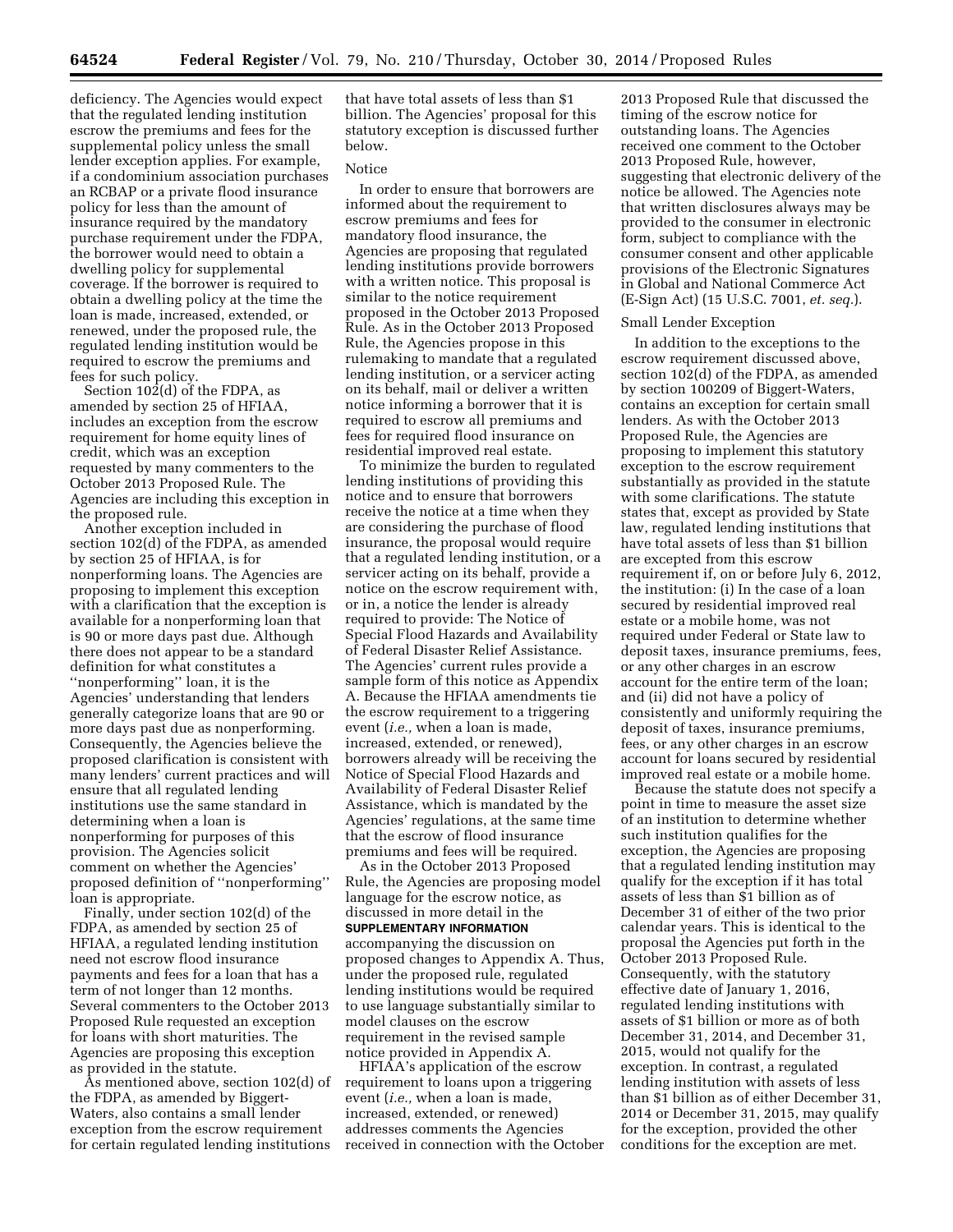deficiency. The Agencies would expect that the regulated lending institution escrow the premiums and fees for the supplemental policy unless the small lender exception applies. For example, if a condominium association purchases an RCBAP or a private flood insurance policy for less than the amount of insurance required by the mandatory purchase requirement under the FDPA, the borrower would need to obtain a dwelling policy for supplemental coverage. If the borrower is required to obtain a dwelling policy at the time the loan is made, increased, extended, or renewed, under the proposed rule, the regulated lending institution would be required to escrow the premiums and fees for such policy.

Section 102(d) of the FDPA, as amended by section 25 of HFIAA, includes an exception from the escrow requirement for home equity lines of credit, which was an exception requested by many commenters to the October 2013 Proposed Rule. The Agencies are including this exception in the proposed rule.

Another exception included in section 102(d) of the FDPA, as amended by section 25 of HFIAA, is for nonperforming loans. The Agencies are proposing to implement this exception with a clarification that the exception is available for a nonperforming loan that is 90 or more days past due. Although there does not appear to be a standard definition for what constitutes a ''nonperforming'' loan, it is the Agencies' understanding that lenders generally categorize loans that are 90 or more days past due as nonperforming. Consequently, the Agencies believe the proposed clarification is consistent with many lenders' current practices and will ensure that all regulated lending institutions use the same standard in determining when a loan is nonperforming for purposes of this provision. The Agencies solicit comment on whether the Agencies' proposed definition of ''nonperforming'' loan is appropriate.

Finally, under section 102(d) of the FDPA, as amended by section 25 of HFIAA, a regulated lending institution need not escrow flood insurance payments and fees for a loan that has a term of not longer than 12 months. Several commenters to the October 2013 Proposed Rule requested an exception for loans with short maturities. The Agencies are proposing this exception as provided in the statute.

As mentioned above, section 102(d) of the FDPA, as amended by Biggert-Waters, also contains a small lender exception from the escrow requirement for certain regulated lending institutions that have total assets of less than $1 billion. The Agencies' proposal for this statutory exception is discussed further below.

Notice

In order to ensure that borrowers are informed about the requirement to escrow premiums and fees for mandatory flood insurance, the Agencies are proposing that regulated lending institutions provide borrowers with a written notice. This proposal is similar to the notice requirement proposed in the October 2013 Proposed Rule. As in the October 2013 Proposed Rule, the Agencies propose in this rulemaking to mandate that a regulated lending institution, or a servicer acting on its behalf, mail or deliver a written notice informing a borrower that it is required to escrow all premiums and fees for required flood insurance on residential improved real estate.

To minimize the burden to regulated lending institutions of providing this notice and to ensure that borrowers receive the notice at a time when they are considering the purchase of flood insurance, the proposal would require that a regulated lending institution, or a servicer acting on its behalf, provide a notice on the escrow requirement with, or in, a notice the lender is already required to provide: The Notice of Special Flood Hazards and Availability of Federal Disaster Relief Assistance. The Agencies' current rules provide a sample form of this notice as Appendix A. Because the HFIAA amendments tie the escrow requirement to a triggering event (*i.e.,* when a loan is made, increased, extended, or renewed), borrowers already will be receiving the Notice of Special Flood Hazards and Availability of Federal Disaster Relief Assistance, which is mandated by the Agencies' regulations, at the same time that the escrow of flood insurance premiums and fees will be required.

As in the October 2013 Proposed Rule, the Agencies are proposing model language for the escrow notice, as discussed in more detail in the **SUPPLEMENTARY INFORMATION** accompanying the discussion on proposed changes to Appendix A. Thus, under the proposed rule, regulated lending institutions would be required to use language substantially similar to model clauses on the escrow requirement in the revised sample notice provided in Appendix A.

HFIAA's application of the escrow requirement to loans upon a triggering event (*i.e.,* when a loan is made, increased, extended, or renewed) addresses comments the Agencies received in connection with the October 2013 Proposed Rule that discussed the timing of the escrow notice for outstanding loans. The Agencies received one comment to the October 2013 Proposed Rule, however, suggesting that electronic delivery of the notice be allowed. The Agencies note that written disclosures always may be provided to the consumer in electronic form, subject to compliance with the consumer consent and other applicable provisions of the Electronic Signatures in Global and National Commerce Act (E-Sign Act) (15 U.S.C. 7001, *et. seq.*).

Small Lender Exception

In addition to the exceptions to the escrow requirement discussed above, section 102(d) of the FDPA, as amended by section 100209 of Biggert-Waters, contains an exception for certain small lenders. As with the October 2013 Proposed Rule, the Agencies are proposing to implement this statutory exception to the escrow requirement substantially as provided in the statute with some clarifications. The statute states that, except as provided by State law, regulated lending institutions that have total assets of less than $1 billion are excepted from this escrow requirement if, on or before July 6, 2012, the institution: (i) In the case of a loan secured by residential improved real estate or a mobile home, was not required under Federal or State law to deposit taxes, insurance premiums, fees, or any other charges in an escrow account for the entire term of the loan; and (ii) did not have a policy of consistently and uniformly requiring the deposit of taxes, insurance premiums, fees, or any other charges in an escrow account for loans secured by residential improved real estate or a mobile home.

Because the statute does not specify a point in time to measure the asset size of an institution to determine whether such institution qualifies for the exception, the Agencies are proposing that a regulated lending institution may qualify for the exception if it has total assets of less than $1 billion as of December 31 of either of the two prior calendar years. This is identical to the proposal the Agencies put forth in the October 2013 Proposed Rule. Consequently, with the statutory effective date of January 1, 2016, regulated lending institutions with assets of $1 billion or more as of both December 31, 2014, and December 31, 2015, would not qualify for the exception. In contrast, a regulated lending institution with assets of less than $1 billion as of either December 31, 2014 or December 31, 2015, may qualify for the exception, provided the other conditions for the exception are met.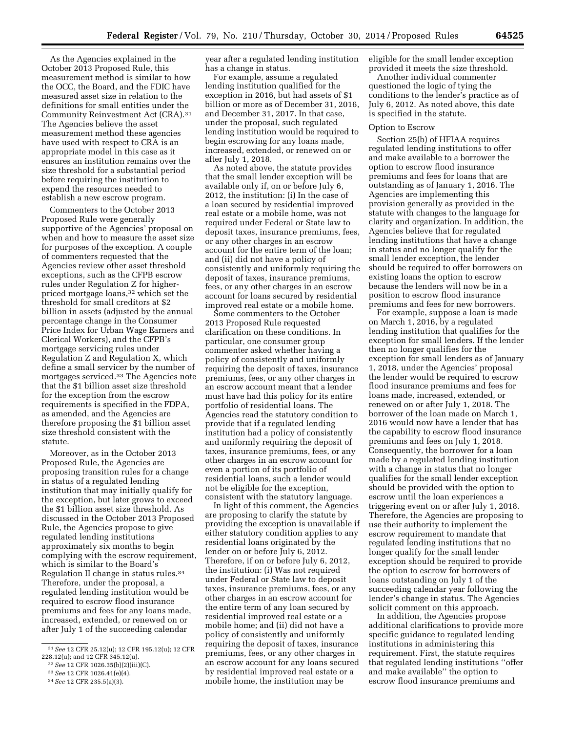As the Agencies explained in the October 2013 Proposed Rule, this measurement method is similar to how the OCC, the Board, and the FDIC have measured asset size in relation to the definitions for small entities under the Community Reinvestment Act (CRA).[31] The Agencies believe the asset measurement method these agencies have used with respect to CRA is an appropriate model in this case as it ensures an institution remains over the size threshold for a substantial period before requiring the institution to expend the resources needed to establish a new escrow program.

Commenters to the October 2013 Proposed Rule were generally supportive of the Agencies' proposal on when and how to measure the asset size for purposes of the exception. A couple of commenters requested that the Agencies review other asset threshold exceptions, such as the CFPB escrow rules under Regulation Z for higher-priced mortgage loans,[32] which set the threshold for small creditors at $2 billion in assets (adjusted by the annual percentage change in the Consumer Price Index for Urban Wage Earners and Clerical Workers), and the CFPB's mortgage servicing rules under Regulation Z and Regulation X, which define a small servicer by the number of mortgages serviced.[33] The Agencies note that the $1 billion asset size threshold for the exception from the escrow requirements is specified in the FDPA, as amended, and the Agencies are therefore proposing the $1 billion asset size threshold consistent with the statute.

Moreover, as in the October 2013 Proposed Rule, the Agencies are proposing transition rules for a change in status of a regulated lending institution that may initially qualify for the exception, but later grows to exceed the $1 billion asset size threshold. As discussed in the October 2013 Proposed Rule, the Agencies propose to give regulated lending institutions approximately six months to begin complying with the escrow requirement, which is similar to the Board's Regulation II change in status rules.[34] Therefore, under the proposal, a regulated lending institution would be required to escrow flood insurance premiums and fees for any loans made, increased, extended, or renewed on or after July 1 of the succeeding calendar year after a regulated lending institution has a change in status.

For example, assume a regulated lending institution qualified for the exception in 2016, but had assets of $1 billion or more as of December 31, 2016, and December 31, 2017. In that case, under the proposal, such regulated lending institution would be required to begin escrowing for any loans made, increased, extended, or renewed on or after July 1, 2018.

As noted above, the statute provides that the small lender exception will be available only if, on or before July 6, 2012, the institution: (i) In the case of a loan secured by residential improved real estate or a mobile home, was not required under Federal or State law to deposit taxes, insurance premiums, fees, or any other charges in an escrow account for the entire term of the loan; and (ii) did not have a policy of consistently and uniformly requiring the deposit of taxes, insurance premiums, fees, or any other charges in an escrow account for loans secured by residential improved real estate or a mobile home.

Some commenters to the October 2013 Proposed Rule requested clarification on these conditions. In particular, one consumer group commenter asked whether having a policy of consistently and uniformly requiring the deposit of taxes, insurance premiums, fees, or any other charges in an escrow account meant that a lender must have had this policy for its entire portfolio of residential loans. The Agencies read the statutory condition to provide that if a regulated lending institution had a policy of consistently and uniformly requiring the deposit of taxes, insurance premiums, fees, or any other charges in an escrow account for even a portion of its portfolio of residential loans, such a lender would not be eligible for the exception, consistent with the statutory language.

In light of this comment, the Agencies are proposing to clarify the statute by providing the exception is unavailable if either statutory condition applies to any residential loans originated by the lender on or before July 6, 2012. Therefore, if on or before July 6, 2012, the institution: (i) Was not required under Federal or State law to deposit taxes, insurance premiums, fees, or any other charges in an escrow account for the entire term of any loan secured by residential improved real estate or a mobile home; and (ii) did not have a policy of consistently and uniformly requiring the deposit of taxes, insurance premiums, fees, or any other charges in an escrow account for any loans secured by residential improved real estate or a mobile home, the institution may be eligible for the small lender exception provided it meets the size threshold.

Another individual commenter questioned the logic of tying the conditions to the lender's practice as of July 6, 2012. As noted above, this date is specified in the statute.

### Option to Escrow

Section 25(b) of HFIAA requires regulated lending institutions to offer and make available to a borrower the option to escrow flood insurance premiums and fees for loans that are outstanding as of January 1, 2016. The Agencies are implementing this provision generally as provided in the statute with changes to the language for clarity and organization. In addition, the Agencies believe that for regulated lending institutions that have a change in status and no longer qualify for the small lender exception, the lender should be required to offer borrowers on existing loans the option to escrow because the lenders will now be in a position to escrow flood insurance premiums and fees for new borrowers.

For example, suppose a loan is made on March 1, 2016, by a regulated lending institution that qualifies for the exception for small lenders. If the lender then no longer qualifies for the exception for small lenders as of January 1, 2018, under the Agencies' proposal the lender would be required to escrow flood insurance premiums and fees for loans made, increased, extended, or renewed on or after July 1, 2018. The borrower of the loan made on March 1, 2016 would now have a lender that has the capability to escrow flood insurance premiums and fees on July 1, 2018. Consequently, the borrower for a loan made by a regulated lending institution with a change in status that no longer qualifies for the small lender exception should be provided with the option to escrow until the loan experiences a triggering event on or after July 1, 2018. Therefore, the Agencies are proposing to use their authority to implement the escrow requirement to mandate that regulated lending institutions that no longer qualify for the small lender exception should be required to provide the option to escrow for borrowers of loans outstanding on July 1 of the succeeding calendar year following the lender's change in status. The Agencies solicit comment on this approach.

In addition, the Agencies propose additional clarifications to provide more specific guidance to regulated lending institutions in administering this requirement. First, the statute requires that regulated lending institutions ''offer and make available'' the option to escrow flood insurance premiums and

---

[31] *See* 12 CFR 25.12(u); 12 CFR 195.12(u); 12 CFR 228.12(u); and 12 CFR 345.12(u).

[32] *See* 12 CFR 1026.35(b)(2)(iii)(C).

[33] *See* 12 CFR 1026.41(e)(4).

[34] *See* 12 CFR 235.5(a)(3).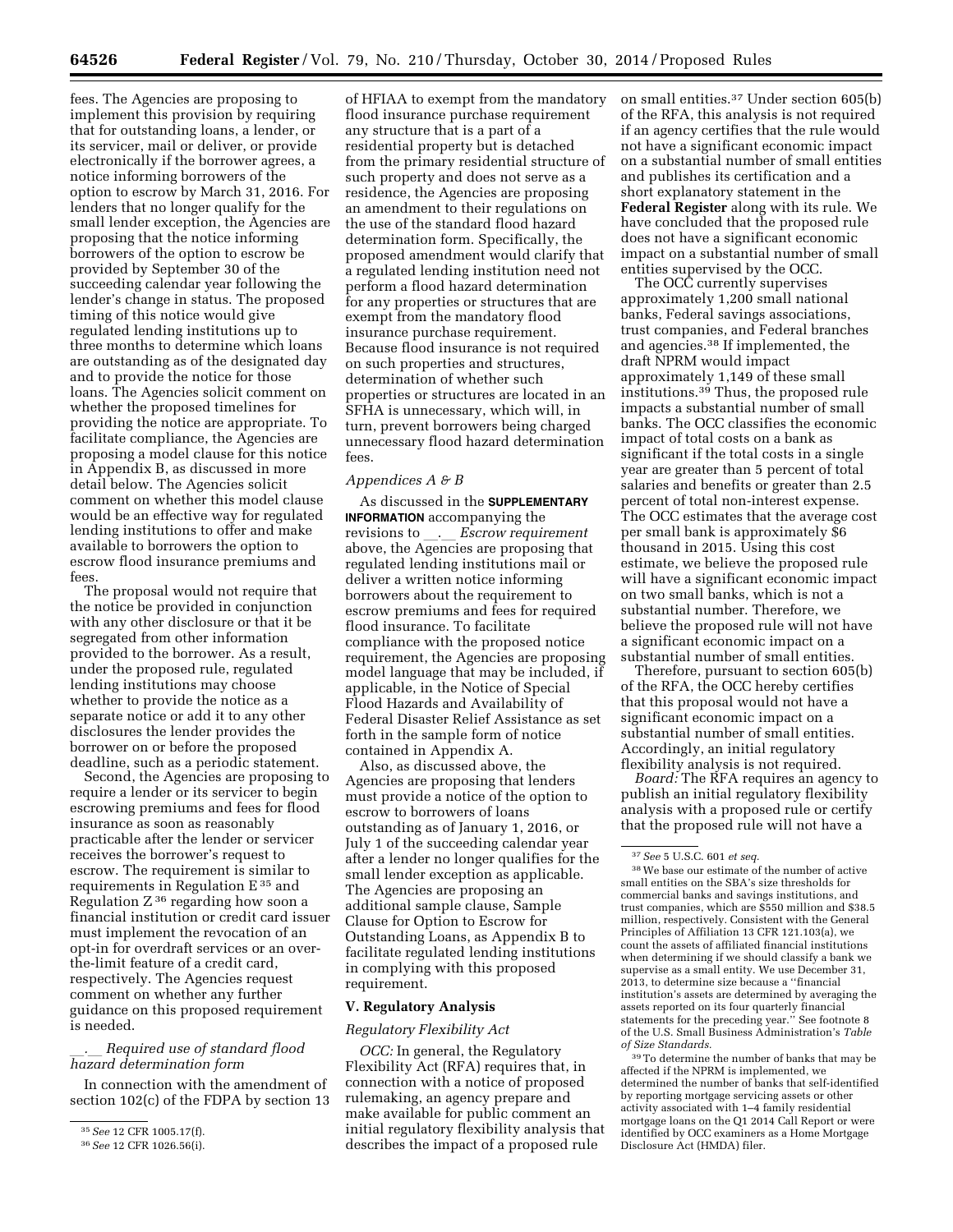fees. The Agencies are proposing to implement this provision by requiring that for outstanding loans, a lender, or its servicer, mail or deliver, or provide electronically if the borrower agrees, a notice informing borrowers of the option to escrow by March 31, 2016. For lenders that no longer qualify for the small lender exception, the Agencies are proposing that the notice informing borrowers of the option to escrow be provided by September 30 of the succeeding calendar year following the lender's change in status. The proposed timing of this notice would give regulated lending institutions up to three months to determine which loans are outstanding as of the designated day and to provide the notice for those loans. The Agencies solicit comment on whether the proposed timelines for providing the notice are appropriate. To facilitate compliance, the Agencies are proposing a model clause for this notice in Appendix B, as discussed in more detail below. The Agencies solicit comment on whether this model clause would be an effective way for regulated lending institutions to offer and make available to borrowers the option to escrow flood insurance premiums and fees.

The proposal would not require that the notice be provided in conjunction with any other disclosure or that it be segregated from other information provided to the borrower. As a result, under the proposed rule, regulated lending institutions may choose whether to provide the notice as a separate notice or add it to any other disclosures the lender provides the borrower on or before the proposed deadline, such as a periodic statement.

Second, the Agencies are proposing to require a lender or its servicer to begin escrowing premiums and fees for flood insurance as soon as reasonably practicable after the lender or servicer receives the borrower's request to escrow. The requirement is similar to requirements in Regulation E [35] and Regulation Z [36] regarding how soon a financial institution or credit card issuer must implement the revocation of an opt-in for overdraft services or an over-the-limit feature of a credit card, respectively. The Agencies request comment on whether any further guidance on this proposed requirement is needed.

*__.__ Required use of standard flood hazard determination form*

In connection with the amendment of section 102(c) of the FDPA by section 13 of HFIAA to exempt from the mandatory flood insurance purchase requirement any structure that is a part of a residential property but is detached from the primary residential structure of such property and does not serve as a residence, the Agencies are proposing an amendment to their regulations on the use of the standard flood hazard determination form. Specifically, the proposed amendment would clarify that a regulated lending institution need not perform a flood hazard determination for any properties or structures that are exempt from the mandatory flood insurance purchase requirement. Because flood insurance is not required on such properties and structures, determination of whether such properties or structures are located in an SFHA is unnecessary, which will, in turn, prevent borrowers being charged unnecessary flood hazard determination fees.

*Appendices A & B*

As discussed in the **SUPPLEMENTARY INFORMATION** accompanying the revisions to __.__ *Escrow requirement* above, the Agencies are proposing that regulated lending institutions mail or deliver a written notice informing borrowers about the requirement to escrow premiums and fees for required flood insurance. To facilitate compliance with the proposed notice requirement, the Agencies are proposing model language that may be included, if applicable, in the Notice of Special Flood Hazards and Availability of Federal Disaster Relief Assistance as set forth in the sample form of notice contained in Appendix A.

Also, as discussed above, the Agencies are proposing that lenders must provide a notice of the option to escrow to borrowers of loans outstanding as of January 1, 2016, or July 1 of the succeeding calendar year after a lender no longer qualifies for the small lender exception as applicable. The Agencies are proposing an additional sample clause, Sample Clause for Option to Escrow for Outstanding Loans, as Appendix B to facilitate regulated lending institutions in complying with this proposed requirement.

## V. Regulatory Analysis

*Regulatory Flexibility Act*

*OCC:* In general, the Regulatory Flexibility Act (RFA) requires that, in connection with a notice of proposed rulemaking, an agency prepare and make available for public comment an initial regulatory flexibility analysis that describes the impact of a proposed rule on small entities.[37] Under section 605(b) of the RFA, this analysis is not required if an agency certifies that the rule would not have a significant economic impact on a substantial number of small entities and publishes its certification and a short explanatory statement in the **Federal Register** along with its rule. We have concluded that the proposed rule does not have a significant economic impact on a substantial number of small entities supervised by the OCC.

The OCC currently supervises approximately 1,200 small national banks, Federal savings associations, trust companies, and Federal branches and agencies.[38] If implemented, the draft NPRM would impact approximately 1,149 of these small institutions.[39] Thus, the proposed rule impacts a substantial number of small banks. The OCC classifies the economic impact of total costs on a bank as significant if the total costs in a single year are greater than 5 percent of total salaries and benefits or greater than 2.5 percent of total non-interest expense. The OCC estimates that the average cost per small bank is approximately $6 thousand in 2015. Using this cost estimate, we believe the proposed rule will have a significant economic impact on two small banks, which is not a substantial number. Therefore, we believe the proposed rule will not have a significant economic impact on a substantial number of small entities.

Therefore, pursuant to section 605(b) of the RFA, the OCC hereby certifies that this proposal would not have a significant economic impact on a substantial number of small entities. Accordingly, an initial regulatory flexibility analysis is not required.

*Board:* The RFA requires an agency to publish an initial regulatory flexibility analysis with a proposed rule or certify that the proposed rule will not have a

---

[35] *See* 12 CFR 1005.17(f).

[36] *See* 12 CFR 1026.56(i).

[37] *See* 5 U.S.C. 601 *et seq.*

[38] We base our estimate of the number of active small entities on the SBA's size thresholds for commercial banks and savings institutions, and trust companies, which are $550 million and $38.5 million, respectively. Consistent with the General Principles of Affiliation 13 CFR 121.103(a), we count the assets of affiliated financial institutions when determining if we should classify a bank we supervise as a small entity. We use December 31, 2013, to determine size because a "financial institution's assets are determined by averaging the assets reported on its four quarterly financial statements for the preceding year." See footnote 8 of the U.S. Small Business Administration's *Table of Size Standards*.

[39] To determine the number of banks that may be affected if the NPRM is implemented, we determined the number of banks that self-identified by reporting mortgage servicing assets or other activity associated with 1–4 family residential mortgage loans on the Q1 2014 Call Report or were identified by OCC examiners as a Home Mortgage Disclosure Act (HMDA) filer.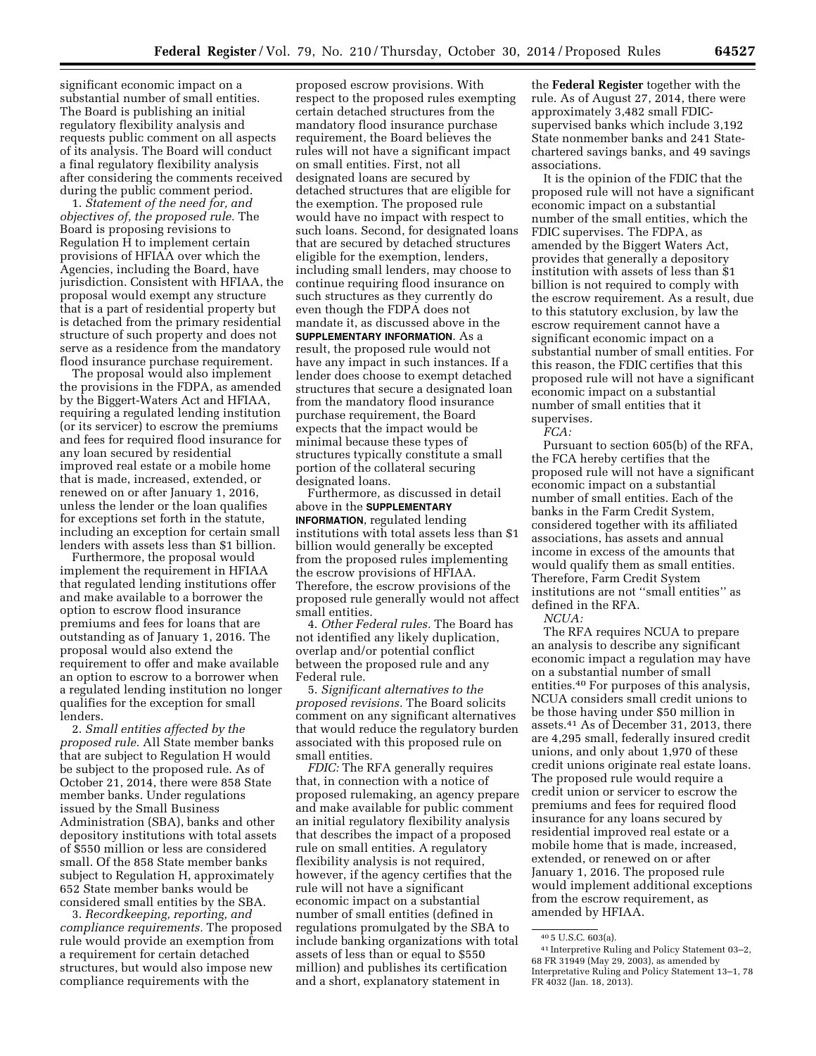significant economic impact on a substantial number of small entities. The Board is publishing an initial regulatory flexibility analysis and requests public comment on all aspects of its analysis. The Board will conduct a final regulatory flexibility analysis after considering the comments received during the public comment period.

1. *Statement of the need for, and objectives of, the proposed rule.* The Board is proposing revisions to Regulation H to implement certain provisions of HFIAA over which the Agencies, including the Board, have jurisdiction. Consistent with HFIAA, the proposal would exempt any structure that is a part of residential property but is detached from the primary residential structure of such property and does not serve as a residence from the mandatory flood insurance purchase requirement.

The proposal would also implement the provisions in the FDPA, as amended by the Biggert-Waters Act and HFIAA, requiring a regulated lending institution (or its servicer) to escrow the premiums and fees for required flood insurance for any loan secured by residential improved real estate or a mobile home that is made, increased, extended, or renewed on or after January 1, 2016, unless the lender or the loan qualifies for exceptions set forth in the statute, including an exception for certain small lenders with assets less than $1 billion.

Furthermore, the proposal would implement the requirement in HFIAA that regulated lending institutions offer and make available to a borrower the option to escrow flood insurance premiums and fees for loans that are outstanding as of January 1, 2016. The proposal would also extend the requirement to offer and make available an option to escrow to a borrower when a regulated lending institution no longer qualifies for the exception for small lenders.

2. *Small entities affected by the proposed rule.* All State member banks that are subject to Regulation H would be subject to the proposed rule. As of October 21, 2014, there were 858 State member banks. Under regulations issued by the Small Business Administration (SBA), banks and other depository institutions with total assets of $550 million or less are considered small. Of the 858 State member banks subject to Regulation H, approximately 652 State member banks would be considered small entities by the SBA.

3. *Recordkeeping, reporting, and compliance requirements.* The proposed rule would provide an exemption from a requirement for certain detached structures, but would also impose new compliance requirements with the proposed escrow provisions. With respect to the proposed rules exempting certain detached structures from the mandatory flood insurance purchase requirement, the Board believes the rules will not have a significant impact on small entities. First, not all designated loans are secured by detached structures that are eligible for the exemption. The proposed rule would have no impact with respect to such loans. Second, for designated loans that are secured by detached structures eligible for the exemption, lenders, including small lenders, may choose to continue requiring flood insurance on such structures as they currently do even though the FDPA does not mandate it, as discussed above in the **SUPPLEMENTARY INFORMATION**. As a result, the proposed rule would not have any impact in such instances. If a lender does choose to exempt detached structures that secure a designated loan from the mandatory flood insurance purchase requirement, the Board expects that the impact would be minimal because these types of structures typically constitute a small portion of the collateral securing designated loans.

Furthermore, as discussed in detail above in the **SUPPLEMENTARY INFORMATION**, regulated lending institutions with total assets less than $1 billion would generally be excepted from the proposed rules implementing the escrow provisions of HFIAA. Therefore, the escrow provisions of the proposed rule generally would not affect small entities.

4. *Other Federal rules.* The Board has not identified any likely duplication, overlap and/or potential conflict between the proposed rule and any Federal rule.

5. *Significant alternatives to the proposed revisions.* The Board solicits comment on any significant alternatives that would reduce the regulatory burden associated with this proposed rule on small entities.

*FDIC:* The RFA generally requires that, in connection with a notice of proposed rulemaking, an agency prepare and make available for public comment an initial regulatory flexibility analysis that describes the impact of a proposed rule on small entities. A regulatory flexibility analysis is not required, however, if the agency certifies that the rule will not have a significant economic impact on a substantial number of small entities (defined in regulations promulgated by the SBA to include banking organizations with total assets of less than or equal to $550 million) and publishes its certification and a short, explanatory statement in the **Federal Register** together with the rule. As of August 27, 2014, there were approximately 3,482 small FDIC-supervised banks which include 3,192 State nonmember banks and 241 State-chartered savings banks, and 49 savings associations.

It is the opinion of the FDIC that the proposed rule will not have a significant economic impact on a substantial number of the small entities, which the FDIC supervises. The FDPA, as amended by the Biggert Waters Act, provides that generally a depository institution with assets of less than $1 billion is not required to comply with the escrow requirement. As a result, due to this statutory exclusion, by law the escrow requirement cannot have a significant economic impact on a substantial number of small entities. For this reason, the FDIC certifies that this proposed rule will not have a significant economic impact on a substantial number of small entities that it supervises.

*FCA:*

Pursuant to section 605(b) of the RFA, the FCA hereby certifies that the proposed rule will not have a significant economic impact on a substantial number of small entities. Each of the banks in the Farm Credit System, considered together with its affiliated associations, has assets and annual income in excess of the amounts that would qualify them as small entities. Therefore, Farm Credit System institutions are not "small entities" as defined in the RFA.

*NCUA:*

The RFA requires NCUA to prepare an analysis to describe any significant economic impact a regulation may have on a substantial number of small entities.[40] For purposes of this analysis, NCUA considers small credit unions to be those having under $50 million in assets.[41] As of December 31, 2013, there are 4,295 small, federally insured credit unions, and only about 1,970 of these credit unions originate real estate loans. The proposed rule would require a credit union or servicer to escrow the premiums and fees for required flood insurance for any loans secured by residential improved real estate or a mobile home that is made, increased, extended, or renewed on or after January 1, 2016. The proposed rule would implement additional exceptions from the escrow requirement, as amended by HFIAA.

[40] 5 U.S.C. 603(a).

[41] Interpretive Ruling and Policy Statement 03–2, 68 FR 31949 (May 29, 2003), as amended by Interpretative Ruling and Policy Statement 13–1, 78 FR 4032 (Jan. 18, 2013).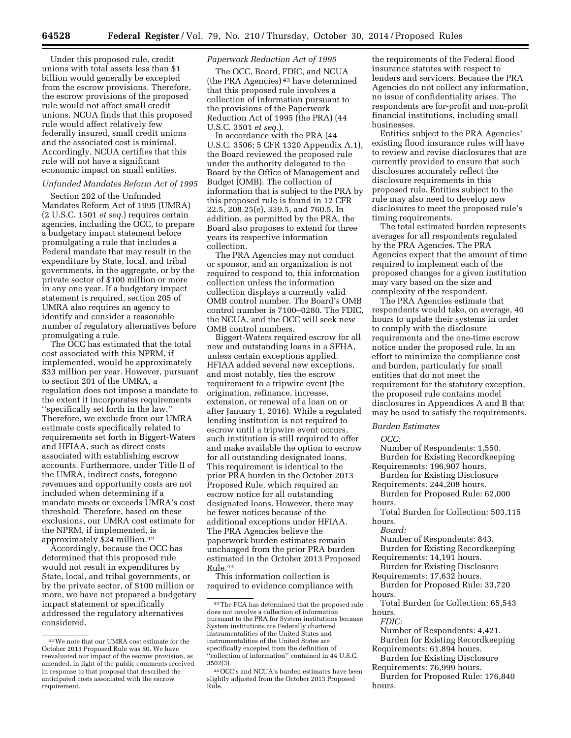Under this proposed rule, credit unions with total assets less than $1 billion would generally be excepted from the escrow provisions. Therefore, the escrow provisions of the proposed rule would not affect small credit unions. NCUA finds that this proposed rule would affect relatively few federally insured, small credit unions and the associated cost is minimal. Accordingly, NCUA certifies that this rule will not have a significant economic impact on small entities.

*Unfunded Mandates Reform Act of 1995*

Section 202 of the Unfunded Mandates Reform Act of 1995 (UMRA) (2 U.S.C. 1501 *et seq.*) requires certain agencies, including the OCC, to prepare a budgetary impact statement before promulgating a rule that includes a Federal mandate that may result in the expenditure by State, local, and tribal governments, in the aggregate, or by the private sector of $100 million or more in any one year. If a budgetary impact statement is required, section 205 of UMRA also requires an agency to identify and consider a reasonable number of regulatory alternatives before promulgating a rule.

The OCC has estimated that the total cost associated with this NPRM, if implemented, would be approximately $33 million per year. However, pursuant to section 201 of the UMRA, a regulation does not impose a mandate to the extent it incorporates requirements "specifically set forth in the law." Therefore, we exclude from our UMRA estimate costs specifically related to requirements set forth in Biggert-Waters and HFIAA, such as direct costs associated with establishing escrow accounts. Furthermore, under Title II of the UMRA, indirect costs, foregone revenues and opportunity costs are not included when determining if a mandate meets or exceeds UMRA's cost threshold. Therefore, based on these exclusions, our UMRA cost estimate for the NPRM, if implemented, is approximately $24 million.[42]

Accordingly, because the OCC has determined that this proposed rule would not result in expenditures by State, local, and tribal governments, or by the private sector, of $100 million or more, we have not prepared a budgetary impact statement or specifically addressed the regulatory alternatives considered.

*Paperwork Reduction Act of 1995*

The OCC, Board, FDIC, and NCUA (the PRA Agencies)[43] have determined that this proposed rule involves a collection of information pursuant to the provisions of the Paperwork Reduction Act of 1995 (the PRA) (44 U.S.C. 3501 *et seq.*).

In accordance with the PRA (44 U.S.C. 3506; 5 CFR 1320 Appendix A.1), the Board reviewed the proposed rule under the authority delegated to the Board by the Office of Management and Budget (OMB). The collection of information that is subject to the PRA by this proposed rule is found in 12 CFR 22.5, 208.25(e), 339.5, and 760.5. In addition, as permitted by the PRA, the Board also proposes to extend for three years its respective information collection.

The PRA Agencies may not conduct or sponsor, and an organization is not required to respond to, this information collection unless the information collection displays a currently valid OMB control number. The Board's OMB control number is 7100–0280. The FDIC, the NCUA, and the OCC will seek new OMB control numbers.

Biggert-Waters required escrow for all new and outstanding loans in a SFHA, unless certain exceptions applied. HFIAA added several new exceptions, and most notably, ties the escrow requirement to a tripwire event (the origination, refinance, increase, extension, or renewal of a loan on or after January 1, 2016). While a regulated lending institution is not required to escrow until a tripwire event occurs, such institution is still required to offer and make available the option to escrow for all outstanding designated loans. This requirement is identical to the prior PRA burden in the October 2013 Proposed Rule, which required an escrow notice for all outstanding designated loans. However, there may be fewer notices because of the additional exceptions under HFIAA. The PRA Agencies believe the paperwork burden estimates remain unchanged from the prior PRA burden estimated in the October 2013 Proposed Rule.[44]

This information collection is required to evidence compliance with the requirements of the Federal flood insurance statutes with respect to lenders and servicers. Because the PRA Agencies do not collect any information, no issue of confidentiality arises. The respondents are for-profit and non-profit financial institutions, including small businesses.

Entities subject to the PRA Agencies' existing flood insurance rules will have to review and revise disclosures that are currently provided to ensure that such disclosures accurately reflect the disclosure requirements in this proposed rule. Entities subject to the rule may also need to develop new disclosures to meet the proposed rule's timing requirements.

The total estimated burden represents averages for all respondents regulated by the PRA Agencies. The PRA Agencies expect that the amount of time required to implement each of the proposed changes for a given institution may vary based on the size and complexity of the respondent.

The PRA Agencies estimate that respondents would take, on average, 40 hours to update their systems in order to comply with the disclosure requirements and the one-time escrow notice under the proposed rule. In an effort to minimize the compliance cost and burden, particularly for small entities that do not meet the requirement for the statutory exception, the proposed rule contains model disclosures in Appendices A and B that may be used to satisfy the requirements.

*Burden Estimates*

*OCC:*

Number of Respondents: 1,550.

Burden for Existing Recordkeeping Requirements: 196,907 hours.

Burden for Existing Disclosure Requirements: 244,208 hours.

Burden for Proposed Rule: 62,000 hours.

Total Burden for Collection: 503,115 hours.

*Board:*

Number of Respondents: 843.

Burden for Existing Recordkeeping Requirements: 14,191 hours.

Burden for Existing Disclosure Requirements: 17,632 hours.

Burden for Proposed Rule: 33,720 hours.

Total Burden for Collection: 65,543 hours.

*FDIC:*

Number of Respondents: 4,421.

Burden for Existing Recordkeeping Requirements: 61,894 hours.

Burden for Existing Disclosure Requirements: 76,999 hours.

Burden for Proposed Rule: 176,840 hours.

---

[42] We note that our UMRA cost estimate for the October 2013 Proposed Rule was $0. We have reevaluated our impact of the escrow provision, as amended, in light of the public comments received in response to that proposal that described the anticipated costs associated with the escrow requirement.

[43] The FCA has determined that the proposed rule does not involve a collection of information pursuant to the PRA for System institutions because System institutions are Federally chartered instrumentalities of the United States and instrumentalities of the United States are specifically excepted from the definition of "collection of information" contained in 44 U.S.C. 3502(3).

[44] OCC's and NCUA's burden estimates have been slightly adjusted from the October 2013 Proposed Rule.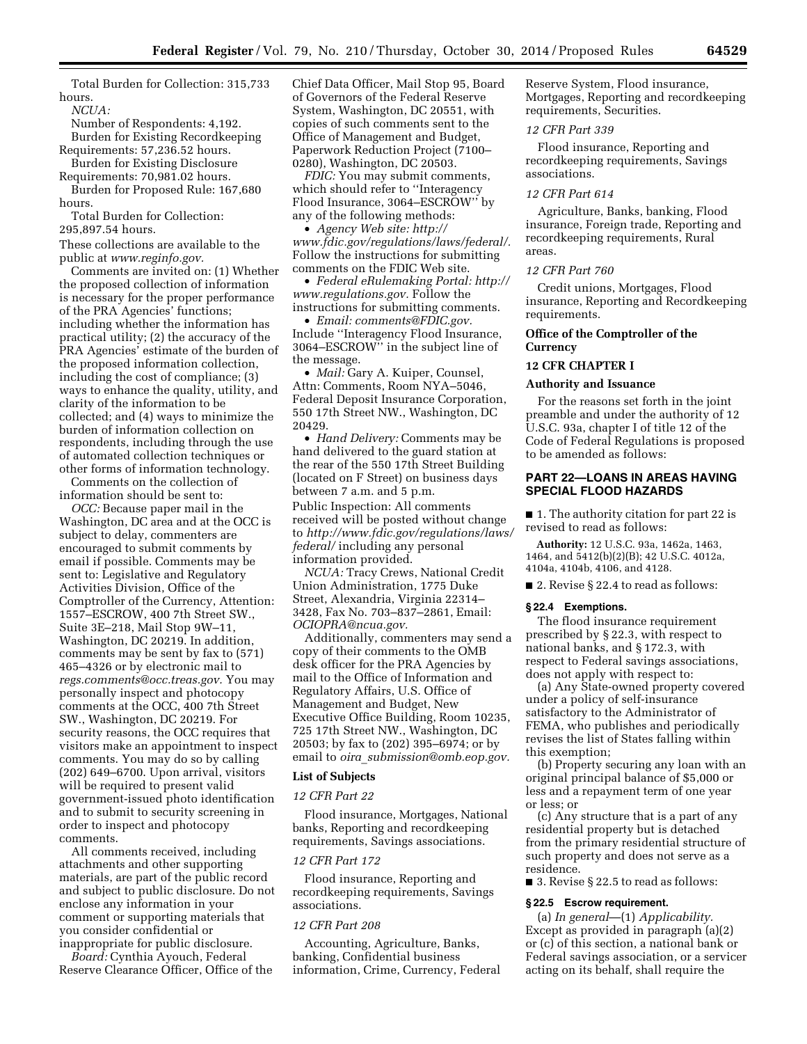Total Burden for Collection: 315,733 hours.

*NCUA:*

Number of Respondents: 4,192.

Burden for Existing Recordkeeping Requirements: 57,236.52 hours.

Burden for Existing Disclosure Requirements: 70,981.02 hours.

Burden for Proposed Rule: 167,680 hours.

Total Burden for Collection: 295,897.54 hours.

These collections are available to the public at *www.reginfo.gov.*

Comments are invited on: (1) Whether the proposed collection of information is necessary for the proper performance of the PRA Agencies' functions; including whether the information has practical utility; (2) the accuracy of the PRA Agencies' estimate of the burden of the proposed information collection, including the cost of compliance; (3) ways to enhance the quality, utility, and clarity of the information to be collected; and (4) ways to minimize the burden of information collection on respondents, including through the use of automated collection techniques or other forms of information technology.

Comments on the collection of information should be sent to:

*OCC:* Because paper mail in the Washington, DC area and at the OCC is subject to delay, commenters are encouraged to submit comments by email if possible. Comments may be sent to: Legislative and Regulatory Activities Division, Office of the Comptroller of the Currency, Attention: 1557–ESCROW, 400 7th Street SW., Suite 3E–218, Mail Stop 9W–11, Washington, DC 20219. In addition, comments may be sent by fax to (571) 465–4326 or by electronic mail to *regs.comments@occ.treas.gov.* You may personally inspect and photocopy comments at the OCC, 400 7th Street SW., Washington, DC 20219. For security reasons, the OCC requires that visitors make an appointment to inspect comments. You may do so by calling (202) 649–6700. Upon arrival, visitors will be required to present valid government-issued photo identification and to submit to security screening in order to inspect and photocopy comments.

All comments received, including attachments and other supporting materials, are part of the public record and subject to public disclosure. Do not enclose any information in your comment or supporting materials that you consider confidential or inappropriate for public disclosure.

*Board:* Cynthia Ayouch, Federal Reserve Clearance Officer, Office of the Chief Data Officer, Mail Stop 95, Board of Governors of the Federal Reserve System, Washington, DC 20551, with copies of such comments sent to the Office of Management and Budget, Paperwork Reduction Project (7100–0280), Washington, DC 20503.

*FDIC:* You may submit comments, which should refer to ''Interagency Flood Insurance, 3064–ESCROW'' by any of the following methods:

- *Agency Web site: http://www.fdic.gov/regulations/laws/federal/.* Follow the instructions for submitting comments on the FDIC Web site.
- *Federal eRulemaking Portal: http://www.regulations.gov.* Follow the instructions for submitting comments.
- *Email: comments@FDIC.gov.* Include ''Interagency Flood Insurance, 3064–ESCROW'' in the subject line of the message.
- *Mail:* Gary A. Kuiper, Counsel, Attn: Comments, Room NYA–5046, Federal Deposit Insurance Corporation, 550 17th Street NW., Washington, DC 20429.
- *Hand Delivery:* Comments may be hand delivered to the guard station at the rear of the 550 17th Street Building (located on F Street) on business days between 7 a.m. and 5 p.m.

Public Inspection: All comments received will be posted without change to *http://www.fdic.gov/regulations/laws/federal/* including any personal information provided.

*NCUA:* Tracy Crews, National Credit Union Administration, 1775 Duke Street, Alexandria, Virginia 22314–3428, Fax No. 703–837–2861, Email: *OCIOPRA@ncua.gov.*

Additionally, commenters may send a copy of their comments to the OMB desk officer for the PRA Agencies by mail to the Office of Information and Regulatory Affairs, U.S. Office of Management and Budget, New Executive Office Building, Room 10235, 725 17th Street NW., Washington, DC 20503; by fax to (202) 395–6974; or by email to *oira_submission@omb.eop.gov.*

## List of Subjects

*12 CFR Part 22*

Flood insurance, Mortgages, National banks, Reporting and recordkeeping requirements, Savings associations.

*12 CFR Part 172*

Flood insurance, Reporting and recordkeeping requirements, Savings associations.

*12 CFR Part 208*

Accounting, Agriculture, Banks, banking, Confidential business information, Crime, Currency, Federal Reserve System, Flood insurance, Mortgages, Reporting and recordkeeping requirements, Securities.

*12 CFR Part 339*

Flood insurance, Reporting and recordkeeping requirements, Savings associations.

*12 CFR Part 614*

Agriculture, Banks, banking, Flood insurance, Foreign trade, Reporting and recordkeeping requirements, Rural areas.

*12 CFR Part 760*

Credit unions, Mortgages, Flood insurance, Reporting and Recordkeeping requirements.

## Office of the Comptroller of the Currency

## 12 CFR CHAPTER I

## Authority and Issuance

For the reasons set forth in the joint preamble and under the authority of 12 U.S.C. 93a, chapter I of title 12 of the Code of Federal Regulations is proposed to be amended as follows:

## PART 22—LOANS IN AREAS HAVING SPECIAL FLOOD HAZARDS

■ 1. The authority citation for part 22 is revised to read as follows:

**Authority:** 12 U.S.C. 93a, 1462a, 1463, 1464, and 5412(b)(2)(B); 42 U.S.C. 4012a, 4104a, 4104b, 4106, and 4128.

■ 2. Revise § 22.4 to read as follows:

### § 22.4 Exemptions.

The flood insurance requirement prescribed by § 22.3, with respect to national banks, and § 172.3, with respect to Federal savings associations, does not apply with respect to:

(a) Any State-owned property covered under a policy of self-insurance satisfactory to the Administrator of FEMA, who publishes and periodically revises the list of States falling within this exemption;

(b) Property securing any loan with an original principal balance of $5,000 or less and a repayment term of one year or less; or

(c) Any structure that is a part of any residential property but is detached from the primary residential structure of such property and does not serve as a residence.

■ 3. Revise § 22.5 to read as follows:

### § 22.5 Escrow requirement.

(a) *In general*—(1) *Applicability.* Except as provided in paragraph (a)(2) or (c) of this section, a national bank or Federal savings association, or a servicer acting on its behalf, shall require the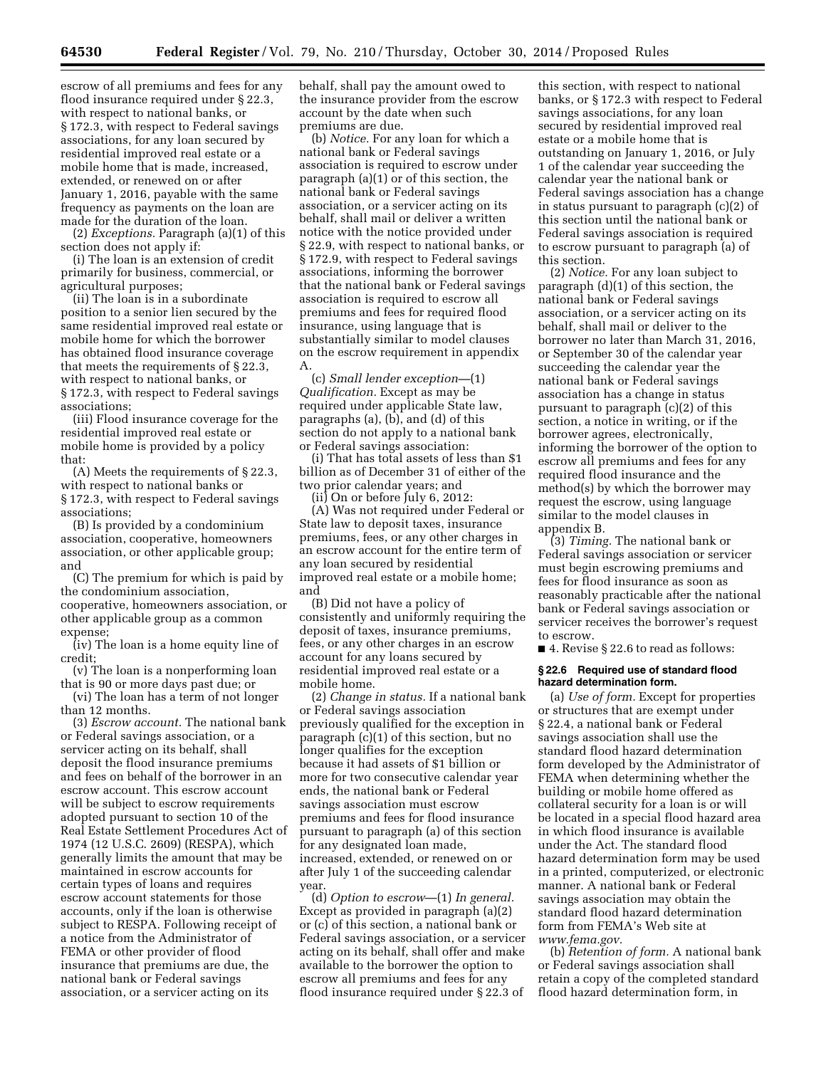escrow of all premiums and fees for any flood insurance required under § 22.3, with respect to national banks, or § 172.3, with respect to Federal savings associations, for any loan secured by residential improved real estate or a mobile home that is made, increased, extended, or renewed on or after January 1, 2016, payable with the same frequency as payments on the loan are made for the duration of the loan.

(2) *Exceptions.* Paragraph (a)(1) of this section does not apply if:

(i) The loan is an extension of credit primarily for business, commercial, or agricultural purposes;

(ii) The loan is in a subordinate position to a senior lien secured by the same residential improved real estate or mobile home for which the borrower has obtained flood insurance coverage that meets the requirements of § 22.3, with respect to national banks, or § 172.3, with respect to Federal savings associations;

(iii) Flood insurance coverage for the residential improved real estate or mobile home is provided by a policy that:

(A) Meets the requirements of § 22.3, with respect to national banks or § 172.3, with respect to Federal savings associations;

(B) Is provided by a condominium association, cooperative, homeowners association, or other applicable group; and

(C) The premium for which is paid by the condominium association, cooperative, homeowners association, or other applicable group as a common expense;

(iv) The loan is a home equity line of credit;

(v) The loan is a nonperforming loan that is 90 or more days past due; or

(vi) The loan has a term of not longer than 12 months.

(3) *Escrow account.* The national bank or Federal savings association, or a servicer acting on its behalf, shall deposit the flood insurance premiums and fees on behalf of the borrower in an escrow account. This escrow account will be subject to escrow requirements adopted pursuant to section 10 of the Real Estate Settlement Procedures Act of 1974 (12 U.S.C. 2609) (RESPA), which generally limits the amount that may be maintained in escrow accounts for certain types of loans and requires escrow account statements for those accounts, only if the loan is otherwise subject to RESPA. Following receipt of a notice from the Administrator of FEMA or other provider of flood insurance that premiums are due, the national bank or Federal savings association, or a servicer acting on its behalf, shall pay the amount owed to the insurance provider from the escrow account by the date when such premiums are due.

(b) *Notice.* For any loan for which a national bank or Federal savings association is required to escrow under paragraph (a)(1) or of this section, the national bank or Federal savings association, or a servicer acting on its behalf, shall mail or deliver a written notice with the notice provided under § 22.9, with respect to national banks, or § 172.9, with respect to Federal savings associations, informing the borrower that the national bank or Federal savings association is required to escrow all premiums and fees for required flood insurance, using language that is substantially similar to model clauses on the escrow requirement in appendix A.

(c) *Small lender exception*—(1) *Qualification.* Except as may be required under applicable State law, paragraphs (a), (b), and (d) of this section do not apply to a national bank or Federal savings association:

(i) That has total assets of less than $1 billion as of December 31 of either of the two prior calendar years; and

(ii) On or before July 6, 2012:

(A) Was not required under Federal or State law to deposit taxes, insurance premiums, fees, or any other charges in an escrow account for the entire term of any loan secured by residential improved real estate or a mobile home; and

(B) Did not have a policy of consistently and uniformly requiring the deposit of taxes, insurance premiums, fees, or any other charges in an escrow account for any loans secured by residential improved real estate or a mobile home.

(2) *Change in status.* If a national bank or Federal savings association previously qualified for the exception in paragraph (c)(1) of this section, but no longer qualifies for the exception because it had assets of $1 billion or more for two consecutive calendar year ends, the national bank or Federal savings association must escrow premiums and fees for flood insurance pursuant to paragraph (a) of this section for any designated loan made, increased, extended, or renewed on or after July 1 of the succeeding calendar year.

(d) *Option to escrow*—(1) *In general.* Except as provided in paragraph (a)(2) or (c) of this section, a national bank or Federal savings association, or a servicer acting on its behalf, shall offer and make available to the borrower the option to escrow all premiums and fees for any flood insurance required under § 22.3 of this section, with respect to national banks, or § 172.3 with respect to Federal savings associations, for any loan secured by residential improved real estate or a mobile home that is outstanding on January 1, 2016, or July 1 of the calendar year succeeding the calendar year the national bank or Federal savings association has a change in status pursuant to paragraph (c)(2) of this section until the national bank or Federal savings association is required to escrow pursuant to paragraph (a) of this section.

(2) *Notice.* For any loan subject to paragraph (d)(1) of this section, the national bank or Federal savings association, or a servicer acting on its behalf, shall mail or deliver to the borrower no later than March 31, 2016, or September 30 of the calendar year succeeding the calendar year the national bank or Federal savings association has a change in status pursuant to paragraph (c)(2) of this section, a notice in writing, or if the borrower agrees, electronically, informing the borrower of the option to escrow all premiums and fees for any required flood insurance and the method(s) by which the borrower may request the escrow, using language similar to the model clauses in appendix B.

(3) *Timing.* The national bank or Federal savings association or servicer must begin escrowing premiums and fees for flood insurance as soon as reasonably practicable after the national bank or Federal savings association or servicer receives the borrower's request to escrow.

■ 4. Revise § 22.6 to read as follows:

#### § 22.6 Required use of standard flood hazard determination form.

(a) *Use of form.* Except for properties or structures that are exempt under § 22.4, a national bank or Federal savings association shall use the standard flood hazard determination form developed by the Administrator of FEMA when determining whether the building or mobile home offered as collateral security for a loan is or will be located in a special flood hazard area in which flood insurance is available under the Act. The standard flood hazard determination form may be used in a printed, computerized, or electronic manner. A national bank or Federal savings association may obtain the standard flood hazard determination form from FEMA's Web site at *www.fema.gov.*

(b) *Retention of form.* A national bank or Federal savings association shall retain a copy of the completed standard flood hazard determination form, in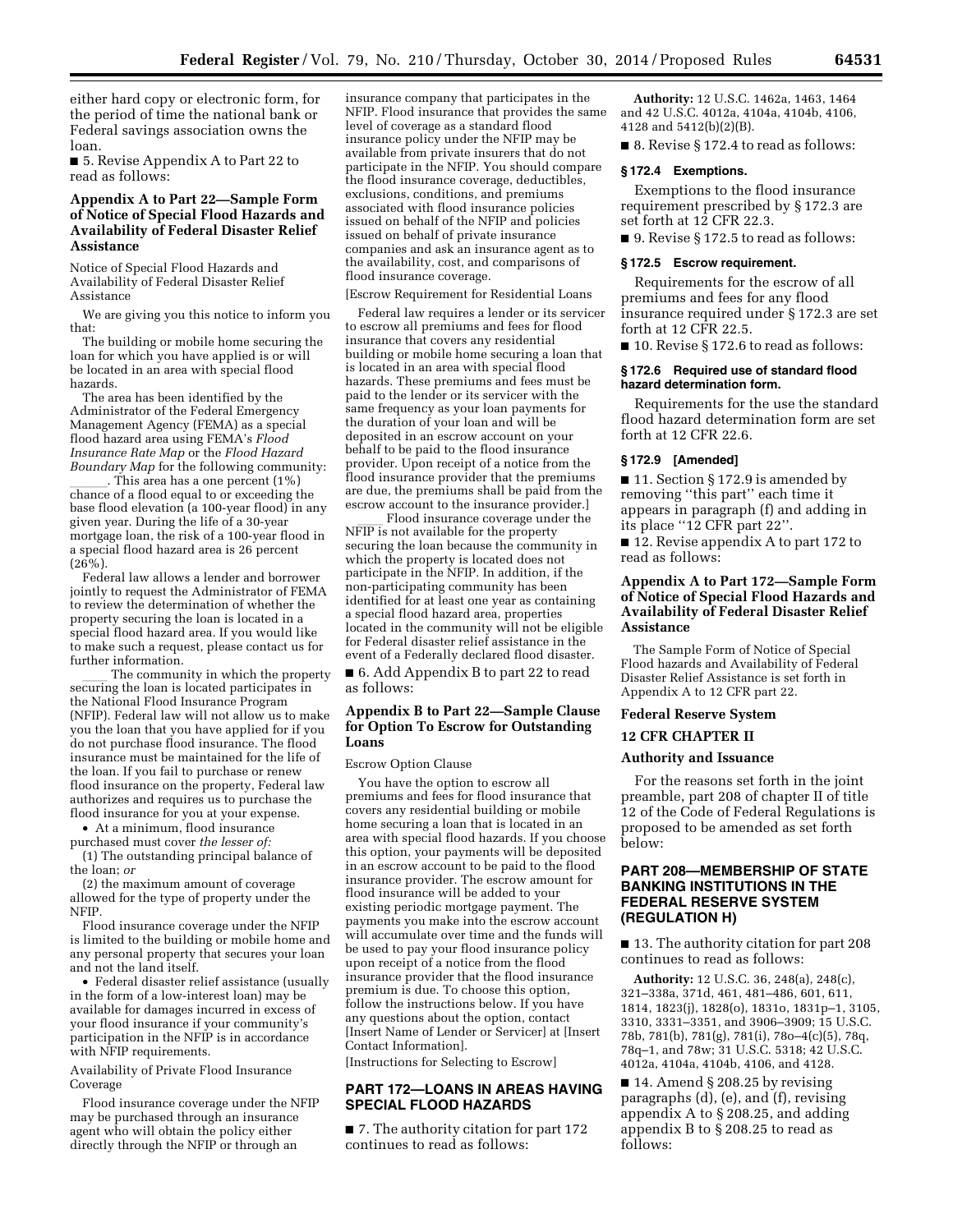either hard copy or electronic form, for the period of time the national bank or Federal savings association owns the loan.

■ 5. Revise Appendix A to Part 22 to read as follows:

### Appendix A to Part 22—Sample Form of Notice of Special Flood Hazards and Availability of Federal Disaster Relief Assistance

Notice of Special Flood Hazards and Availability of Federal Disaster Relief Assistance

We are giving you this notice to inform you that:

The building or mobile home securing the loan for which you have applied is or will be located in an area with special flood hazards.

The area has been identified by the Administrator of the Federal Emergency Management Agency (FEMA) as a special flood hazard area using FEMA's *Flood Insurance Rate Map* or the *Flood Hazard Boundary Map* for the following community: ______. This area has a one percent (1%) chance of a flood equal to or exceeding the base flood elevation (a 100-year flood) in any given year. During the life of a 30-year mortgage loan, the risk of a 100-year flood in a special flood hazard area is 26 percent (26%).

Federal law allows a lender and borrower jointly to request the Administrator of FEMA to review the determination of whether the property securing the loan is located in a special flood hazard area. If you would like to make such a request, please contact us for further information.

____ The community in which the property securing the loan is located participates in the National Flood Insurance Program (NFIP). Federal law will not allow us to make you the loan that you have applied for if you do not purchase flood insurance. The flood insurance must be maintained for the life of the loan. If you fail to purchase or renew flood insurance on the property, Federal law authorizes and requires us to purchase the flood insurance for you at your expense.

- At a minimum, flood insurance purchased must cover *the lesser of:*

(1) The outstanding principal balance of the loan; *or*

(2) the maximum amount of coverage allowed for the type of property under the NFIP.

Flood insurance coverage under the NFIP is limited to the building or mobile home and any personal property that secures your loan and not the land itself.

- Federal disaster relief assistance (usually in the form of a low-interest loan) may be available for damages incurred in excess of your flood insurance if your community's participation in the NFIP is in accordance with NFIP requirements.

Availability of Private Flood Insurance Coverage

Flood insurance coverage under the NFIP may be purchased through an insurance agent who will obtain the policy either directly through the NFIP or through an insurance company that participates in the NFIP. Flood insurance that provides the same level of coverage as a standard flood insurance policy under the NFIP may be available from private insurers that do not participate in the NFIP. You should compare the flood insurance coverage, deductibles, exclusions, conditions, and premiums associated with flood insurance policies issued on behalf of the NFIP and policies issued on behalf of private insurance companies and ask an insurance agent as to the availability, cost, and comparisons of flood insurance coverage.

[Escrow Requirement for Residential Loans

Federal law requires a lender or its servicer to escrow all premiums and fees for flood insurance that covers any residential building or mobile home securing a loan that is located in an area with special flood hazards. These premiums and fees must be paid to the lender or its servicer with the same frequency as your loan payments for the duration of your loan and will be deposited in an escrow account on your behalf to be paid to the flood insurance provider. Upon receipt of a notice from the flood insurance provider that the premiums are due, the premiums shall be paid from the escrow account to the insurance provider.]

____ Flood insurance coverage under the NFIP is not available for the property securing the loan because the community in which the property is located does not participate in the NFIP. In addition, if the non-participating community has been identified for at least one year as containing a special flood hazard area, properties located in the community will not be eligible for Federal disaster relief assistance in the event of a Federally declared flood disaster.

■ 6. Add Appendix B to part 22 to read as follows:

### Appendix B to Part 22—Sample Clause for Option To Escrow for Outstanding Loans

Escrow Option Clause

You have the option to escrow all premiums and fees for flood insurance that covers any residential building or mobile home securing a loan that is located in an area with special flood hazards. If you choose this option, your payments will be deposited in an escrow account to be paid to the flood insurance provider. The escrow amount for flood insurance will be added to your existing periodic mortgage payment. The payments you make into the escrow account will accumulate over time and the funds will be used to pay your flood insurance policy upon receipt of a notice from the flood insurance provider that the flood insurance premium is due. To choose this option, follow the instructions below. If you have any questions about the option, contact [Insert Name of Lender or Servicer] at [Insert Contact Information].

[Instructions for Selecting to Escrow]

## PART 172—LOANS IN AREAS HAVING SPECIAL FLOOD HAZARDS

■ 7. The authority citation for part 172 continues to read as follows:

**Authority:** 12 U.S.C. 1462a, 1463, 1464 and 42 U.S.C. 4012a, 4104a, 4104b, 4106, 4128 and 5412(b)(2)(B).

■ 8. Revise § 172.4 to read as follows:

#### § 172.4 Exemptions.

Exemptions to the flood insurance requirement prescribed by § 172.3 are set forth at 12 CFR 22.3.

■ 9. Revise § 172.5 to read as follows:

#### § 172.5 Escrow requirement.

Requirements for the escrow of all premiums and fees for any flood insurance required under § 172.3 are set forth at 12 CFR 22.5.

■ 10. Revise § 172.6 to read as follows:

#### § 172.6 Required use of standard flood hazard determination form.

Requirements for the use the standard flood hazard determination form are set forth at 12 CFR 22.6.

#### § 172.9 [Amended]

■ 11. Section § 172.9 is amended by removing ''this part'' each time it appears in paragraph (f) and adding in its place ''12 CFR part 22''.

■ 12. Revise appendix A to part 172 to read as follows:

### Appendix A to Part 172—Sample Form of Notice of Special Flood Hazards and Availability of Federal Disaster Relief Assistance

The Sample Form of Notice of Special Flood hazards and Availability of Federal Disaster Relief Assistance is set forth in Appendix A to 12 CFR part 22.

**Federal Reserve System**

**12 CFR CHAPTER II**

**Authority and Issuance**

For the reasons set forth in the joint preamble, part 208 of chapter II of title 12 of the Code of Federal Regulations is proposed to be amended as set forth below:

## PART 208—MEMBERSHIP OF STATE BANKING INSTITUTIONS IN THE FEDERAL RESERVE SYSTEM (REGULATION H)

■ 13. The authority citation for part 208 continues to read as follows:

**Authority:** 12 U.S.C. 36, 248(a), 248(c), 321–338a, 371d, 461, 481–486, 601, 611, 1814, 1823(j), 1828(o), 1831o, 1831p–1, 3105, 3310, 3331–3351, and 3906–3909; 15 U.S.C. 78b, 78l(b), 78l(g), 78l(i), 78o–4(c)(5), 78q, 78q–1, and 78w; 31 U.S.C. 5318; 42 U.S.C. 4012a, 4104a, 4104b, 4106, and 4128.

■ 14. Amend § 208.25 by revising paragraphs (d), (e), and (f), revising appendix A to § 208.25, and adding appendix B to § 208.25 to read as follows: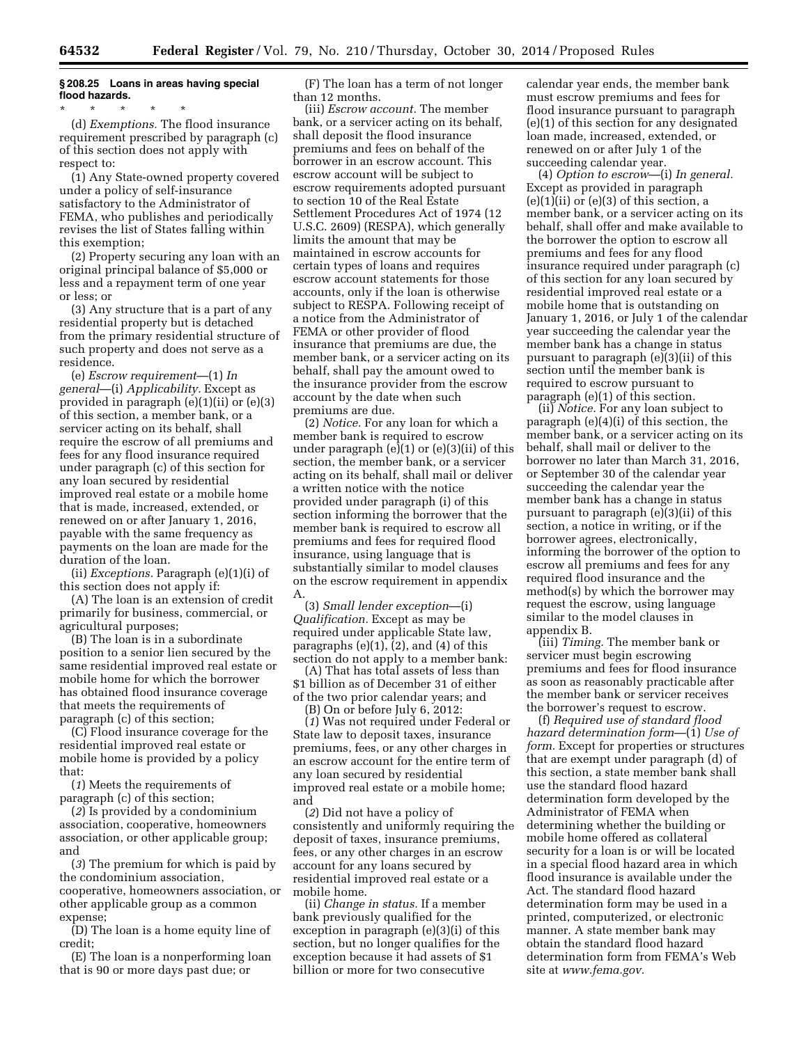**§ 208.25 Loans in areas having special flood hazards.**

\* \* \* \* \*

(d) *Exemptions.* The flood insurance requirement prescribed by paragraph (c) of this section does not apply with respect to:

(1) Any State-owned property covered under a policy of self-insurance satisfactory to the Administrator of FEMA, who publishes and periodically revises the list of States falling within this exemption;

(2) Property securing any loan with an original principal balance of $5,000 or less and a repayment term of one year or less; or

(3) Any structure that is a part of any residential property but is detached from the primary residential structure of such property and does not serve as a residence.

(e) *Escrow requirement*—(1) *In general*—(i) *Applicability.* Except as provided in paragraph (e)(1)(ii) or (e)(3) of this section, a member bank, or a servicer acting on its behalf, shall require the escrow of all premiums and fees for any flood insurance required under paragraph (c) of this section for any loan secured by residential improved real estate or a mobile home that is made, increased, extended, or renewed on or after January 1, 2016, payable with the same frequency as payments on the loan are made for the duration of the loan.

(ii) *Exceptions.* Paragraph (e)(1)(i) of this section does not apply if:

(A) The loan is an extension of credit primarily for business, commercial, or agricultural purposes;

(B) The loan is in a subordinate position to a senior lien secured by the same residential improved real estate or mobile home for which the borrower has obtained flood insurance coverage that meets the requirements of paragraph (c) of this section;

(C) Flood insurance coverage for the residential improved real estate or mobile home is provided by a policy that:

(*1*) Meets the requirements of paragraph (c) of this section;

(*2*) Is provided by a condominium association, cooperative, homeowners association, or other applicable group; and

(*3*) The premium for which is paid by the condominium association, cooperative, homeowners association, or other applicable group as a common expense;

(D) The loan is a home equity line of credit;

(E) The loan is a nonperforming loan that is 90 or more days past due; or

(F) The loan has a term of not longer than 12 months.

(iii) *Escrow account.* The member bank, or a servicer acting on its behalf, shall deposit the flood insurance premiums and fees on behalf of the borrower in an escrow account. This escrow account will be subject to escrow requirements adopted pursuant to section 10 of the Real Estate Settlement Procedures Act of 1974 (12 U.S.C. 2609) (RESPA), which generally limits the amount that may be maintained in escrow accounts for certain types of loans and requires escrow account statements for those accounts, only if the loan is otherwise subject to RESPA. Following receipt of a notice from the Administrator of FEMA or other provider of flood insurance that premiums are due, the member bank, or a servicer acting on its behalf, shall pay the amount owed to the insurance provider from the escrow account by the date when such premiums are due.

(2) *Notice.* For any loan for which a member bank is required to escrow under paragraph (e)(1) or (e)(3)(ii) of this section, the member bank, or a servicer acting on its behalf, shall mail or deliver a written notice with the notice provided under paragraph (i) of this section informing the borrower that the member bank is required to escrow all premiums and fees for required flood insurance, using language that is substantially similar to model clauses on the escrow requirement in appendix A.

(3) *Small lender exception*—(i) *Qualification.* Except as may be required under applicable State law, paragraphs (e)(1), (2), and (4) of this section do not apply to a member bank:

(A) That has total assets of less than $1 billion as of December 31 of either of the two prior calendar years; and

(B) On or before July 6, 2012:

(*1*) Was not required under Federal or State law to deposit taxes, insurance premiums, fees, or any other charges in an escrow account for the entire term of any loan secured by residential improved real estate or a mobile home; and

(*2*) Did not have a policy of consistently and uniformly requiring the deposit of taxes, insurance premiums, fees, or any other charges in an escrow account for any loans secured by residential improved real estate or a mobile home.

(ii) *Change in status.* If a member bank previously qualified for the exception in paragraph (e)(3)(i) of this section, but no longer qualifies for the exception because it had assets of $1 billion or more for two consecutive calendar year ends, the member bank must escrow premiums and fees for flood insurance pursuant to paragraph (e)(1) of this section for any designated loan made, increased, extended, or renewed on or after July 1 of the succeeding calendar year.

(4) *Option to escrow*—(i) *In general.* Except as provided in paragraph (e)(1)(ii) or (e)(3) of this section, a member bank, or a servicer acting on its behalf, shall offer and make available to the borrower the option to escrow all premiums and fees for any flood insurance required under paragraph (c) of this section for any loan secured by residential improved real estate or a mobile home that is outstanding on January 1, 2016, or July 1 of the calendar year succeeding the calendar year the member bank has a change in status pursuant to paragraph (e)(3)(ii) of this section until the member bank is required to escrow pursuant to paragraph (e)(1) of this section.

(ii) *Notice.* For any loan subject to paragraph (e)(4)(i) of this section, the member bank, or a servicer acting on its behalf, shall mail or deliver to the borrower no later than March 31, 2016, or September 30 of the calendar year succeeding the calendar year the member bank has a change in status pursuant to paragraph (e)(3)(ii) of this section, a notice in writing, or if the borrower agrees, electronically, informing the borrower of the option to escrow all premiums and fees for any required flood insurance and the method(s) by which the borrower may request the escrow, using language similar to the model clauses in appendix B.

(iii) *Timing.* The member bank or servicer must begin escrowing premiums and fees for flood insurance as soon as reasonably practicable after the member bank or servicer receives the borrower's request to escrow.

(f) *Required use of standard flood hazard determination form*—(1) *Use of form.* Except for properties or structures that are exempt under paragraph (d) of this section, a state member bank shall use the standard flood hazard determination form developed by the Administrator of FEMA when determining whether the building or mobile home offered as collateral security for a loan is or will be located in a special flood hazard area in which flood insurance is available under the Act. The standard flood hazard determination form may be used in a printed, computerized, or electronic manner. A state member bank may obtain the standard flood hazard determination form from FEMA's Web site at *www.fema.gov.*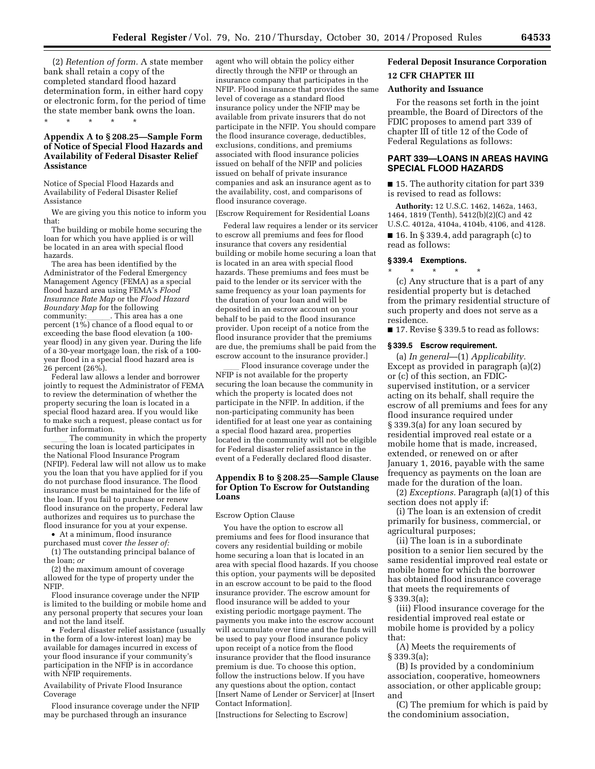(2) *Retention of form.* A state member bank shall retain a copy of the completed standard flood hazard determination form, in either hard copy or electronic form, for the period of time the state member bank owns the loan.

\* \* \* \* \*

### Appendix A to § 208.25—Sample Form of Notice of Special Flood Hazards and Availability of Federal Disaster Relief Assistance

Notice of Special Flood Hazards and Availability of Federal Disaster Relief Assistance

We are giving you this notice to inform you that:

The building or mobile home securing the loan for which you have applied is or will be located in an area with special flood hazards.

The area has been identified by the Administrator of the Federal Emergency Management Agency (FEMA) as a special flood hazard area using FEMA's *Flood Insurance Rate Map* or the *Flood Hazard Boundary Map* for the following community:______. This area has a one percent (1%) chance of a flood equal to or exceeding the base flood elevation (a 100-year flood) in any given year. During the life of a 30-year mortgage loan, the risk of a 100-year flood in a special flood hazard area is 26 percent (26%).

Federal law allows a lender and borrower jointly to request the Administrator of FEMA to review the determination of whether the property securing the loan is located in a special flood hazard area. If you would like to make such a request, please contact us for further information.

____ The community in which the property securing the loan is located participates in the National Flood Insurance Program (NFIP). Federal law will not allow us to make you the loan that you have applied for if you do not purchase flood insurance. The flood insurance must be maintained for the life of the loan. If you fail to purchase or renew flood insurance on the property, Federal law authorizes and requires us to purchase the flood insurance for you at your expense.

- At a minimum, flood insurance purchased must cover *the lesser of:*

(1) The outstanding principal balance of the loan; *or*

(2) the maximum amount of coverage allowed for the type of property under the NFIP.

Flood insurance coverage under the NFIP is limited to the building or mobile home and any personal property that secures your loan and not the land itself.

- Federal disaster relief assistance (usually in the form of a low-interest loan) may be available for damages incurred in excess of your flood insurance if your community's participation in the NFIP is in accordance with NFIP requirements.

Availability of Private Flood Insurance Coverage

Flood insurance coverage under the NFIP may be purchased through an insurance agent who will obtain the policy either directly through the NFIP or through an insurance company that participates in the NFIP. Flood insurance that provides the same level of coverage as a standard flood insurance policy under the NFIP may be available from private insurers that do not participate in the NFIP. You should compare the flood insurance coverage, deductibles, exclusions, conditions, and premiums associated with flood insurance policies issued on behalf of the NFIP and policies issued on behalf of private insurance companies and ask an insurance agent as to the availability, cost, and comparisons of flood insurance coverage.

[Escrow Requirement for Residential Loans

Federal law requires a lender or its servicer to escrow all premiums and fees for flood insurance that covers any residential building or mobile home securing a loan that is located in an area with special flood hazards. These premiums and fees must be paid to the lender or its servicer with the same frequency as your loan payments for the duration of your loan and will be deposited in an escrow account on your behalf to be paid to the flood insurance provider. Upon receipt of a notice from the flood insurance provider that the premiums are due, the premiums shall be paid from the escrow account to the insurance provider.]

____ Flood insurance coverage under the NFIP is not available for the property securing the loan because the community in which the property is located does not participate in the NFIP. In addition, if the non-participating community has been identified for at least one year as containing a special flood hazard area, properties located in the community will not be eligible for Federal disaster relief assistance in the event of a Federally declared flood disaster.

### Appendix B to § 208.25—Sample Clause for Option To Escrow for Outstanding Loans

Escrow Option Clause

You have the option to escrow all premiums and fees for flood insurance that covers any residential building or mobile home securing a loan that is located in an area with special flood hazards. If you choose this option, your payments will be deposited in an escrow account to be paid to the flood insurance provider. The escrow amount for flood insurance will be added to your existing periodic mortgage payment. The payments you make into the escrow account will accumulate over time and the funds will be used to pay your flood insurance policy upon receipt of a notice from the flood insurance provider that the flood insurance premium is due. To choose this option, follow the instructions below. If you have any questions about the option, contact [Insert Name of Lender or Servicer] at [Insert Contact Information].

[Instructions for Selecting to Escrow]

## Federal Deposit Insurance Corporation

## 12 CFR CHAPTER III

### Authority and Issuance

For the reasons set forth in the joint preamble, the Board of Directors of the FDIC proposes to amend part 339 of chapter III of title 12 of the Code of Federal Regulations as follows:

## PART 339—LOANS IN AREAS HAVING SPECIAL FLOOD HAZARDS

■ 15. The authority citation for part 339 is revised to read as follows:

**Authority:** 12 U.S.C. 1462, 1462a, 1463, 1464, 1819 (Tenth), 5412(b)(2)(C) and 42 U.S.C. 4012a, 4104a, 4104b, 4106, and 4128.

■ 16. In § 339.4, add paragraph (c) to read as follows:

### § 339.4 Exemptions.

\* \* \* \* \*

(c) Any structure that is a part of any residential property but is detached from the primary residential structure of such property and does not serve as a residence.

■ 17. Revise § 339.5 to read as follows:

### § 339.5 Escrow requirement.

(a) *In general*—(1) *Applicability.* Except as provided in paragraph (a)(2) or (c) of this section, an FDIC-supervised institution, or a servicer acting on its behalf, shall require the escrow of all premiums and fees for any flood insurance required under § 339.3(a) for any loan secured by residential improved real estate or a mobile home that is made, increased, extended, or renewed on or after January 1, 2016, payable with the same frequency as payments on the loan are made for the duration of the loan.

(2) *Exceptions.* Paragraph (a)(1) of this section does not apply if:

(i) The loan is an extension of credit primarily for business, commercial, or agricultural purposes;

(ii) The loan is in a subordinate position to a senior lien secured by the same residential improved real estate or mobile home for which the borrower has obtained flood insurance coverage that meets the requirements of § 339.3(a);

(iii) Flood insurance coverage for the residential improved real estate or mobile home is provided by a policy that:

(A) Meets the requirements of § 339.3(a);

(B) Is provided by a condominium association, cooperative, homeowners association, or other applicable group; and

(C) The premium for which is paid by the condominium association,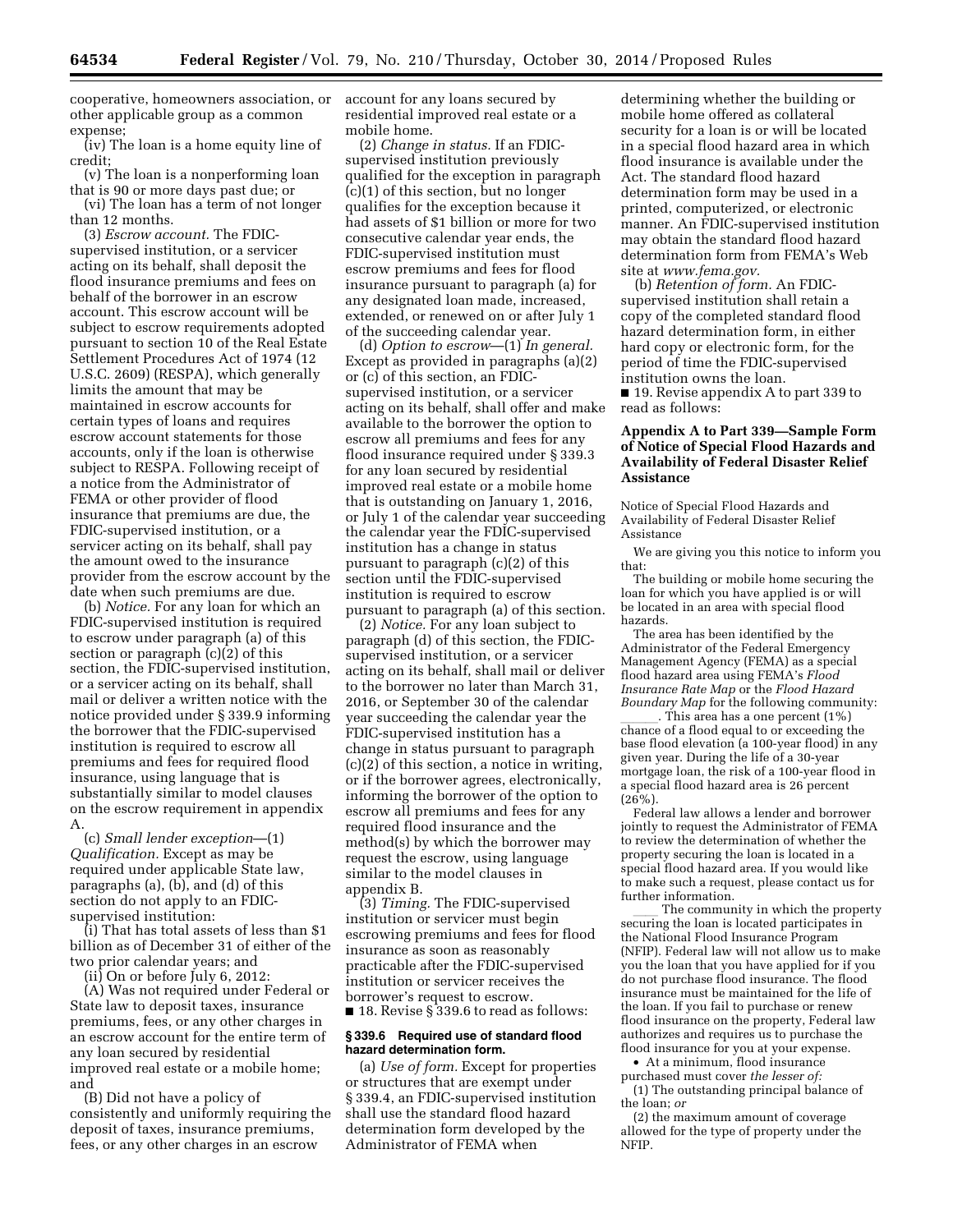cooperative, homeowners association, or other applicable group as a common expense;

(iv) The loan is a home equity line of credit;

(v) The loan is a nonperforming loan that is 90 or more days past due; or

(vi) The loan has a term of not longer than 12 months.

(3) *Escrow account.* The FDIC-supervised institution, or a servicer acting on its behalf, shall deposit the flood insurance premiums and fees on behalf of the borrower in an escrow account. This escrow account will be subject to escrow requirements adopted pursuant to section 10 of the Real Estate Settlement Procedures Act of 1974 (12 U.S.C. 2609) (RESPA), which generally limits the amount that may be maintained in escrow accounts for certain types of loans and requires escrow account statements for those accounts, only if the loan is otherwise subject to RESPA. Following receipt of a notice from the Administrator of FEMA or other provider of flood insurance that premiums are due, the FDIC-supervised institution, or a servicer acting on its behalf, shall pay the amount owed to the insurance provider from the escrow account by the date when such premiums are due.

(b) *Notice.* For any loan for which an FDIC-supervised institution is required to escrow under paragraph (a) of this section or paragraph (c)(2) of this section, the FDIC-supervised institution, or a servicer acting on its behalf, shall mail or deliver a written notice with the notice provided under § 339.9 informing the borrower that the FDIC-supervised institution is required to escrow all premiums and fees for required flood insurance, using language that is substantially similar to model clauses on the escrow requirement in appendix A.

(c) *Small lender exception*—(1) *Qualification.* Except as may be required under applicable State law, paragraphs (a), (b), and (d) of this section do not apply to an FDIC-supervised institution:

(i) That has total assets of less than $1 billion as of December 31 of either of the two prior calendar years; and

(ii) On or before July 6, 2012:

(A) Was not required under Federal or State law to deposit taxes, insurance premiums, fees, or any other charges in an escrow account for the entire term of any loan secured by residential improved real estate or a mobile home; and

(B) Did not have a policy of consistently and uniformly requiring the deposit of taxes, insurance premiums, fees, or any other charges in an escrow account for any loans secured by residential improved real estate or a mobile home.

(2) *Change in status.* If an FDIC-supervised institution previously qualified for the exception in paragraph (c)(1) of this section, but no longer qualifies for the exception because it had assets of $1 billion or more for two consecutive calendar year ends, the FDIC-supervised institution must escrow premiums and fees for flood insurance pursuant to paragraph (a) for any designated loan made, increased, extended, or renewed on or after July 1 of the succeeding calendar year.

(d) *Option to escrow*—(1) *In general.* Except as provided in paragraphs (a)(2) or (c) of this section, an FDIC-supervised institution, or a servicer acting on its behalf, shall offer and make available to the borrower the option to escrow all premiums and fees for any flood insurance required under § 339.3 for any loan secured by residential improved real estate or a mobile home that is outstanding on January 1, 2016, or July 1 of the calendar year succeeding the calendar year the FDIC-supervised institution has a change in status pursuant to paragraph (c)(2) of this section until the FDIC-supervised institution is required to escrow pursuant to paragraph (a) of this section.

(2) *Notice.* For any loan subject to paragraph (d) of this section, the FDIC-supervised institution, or a servicer acting on its behalf, shall mail or deliver to the borrower no later than March 31, 2016, or September 30 of the calendar year succeeding the calendar year the FDIC-supervised institution has a change in status pursuant to paragraph (c)(2) of this section, a notice in writing, or if the borrower agrees, electronically, informing the borrower of the option to escrow all premiums and fees for any required flood insurance and the method(s) by which the borrower may request the escrow, using language similar to the model clauses in appendix B.

(3) *Timing.* The FDIC-supervised institution or servicer must begin escrowing premiums and fees for flood insurance as soon as reasonably practicable after the FDIC-supervised institution or servicer receives the borrower's request to escrow.

■ 18. Revise § 339.6 to read as follows:

**§ 339.6 Required use of standard flood hazard determination form.**

(a) *Use of form.* Except for properties or structures that are exempt under § 339.4, an FDIC-supervised institution shall use the standard flood hazard determination form developed by the Administrator of FEMA when determining whether the building or mobile home offered as collateral security for a loan is or will be located in a special flood hazard area in which flood insurance is available under the Act. The standard flood hazard determination form may be used in a printed, computerized, or electronic manner. An FDIC-supervised institution may obtain the standard flood hazard determination form from FEMA's Web site at *www.fema.gov.*

(b) *Retention of form.* An FDIC-supervised institution shall retain a copy of the completed standard flood hazard determination form, in either hard copy or electronic form, for the period of time the FDIC-supervised institution owns the loan.

■ 19. Revise appendix A to part 339 to read as follows:

**Appendix A to Part 339—Sample Form of Notice of Special Flood Hazards and Availability of Federal Disaster Relief Assistance**

Notice of Special Flood Hazards and Availability of Federal Disaster Relief Assistance

We are giving you this notice to inform you that:

The building or mobile home securing the loan for which you have applied is or will be located in an area with special flood hazards.

The area has been identified by the Administrator of the Federal Emergency Management Agency (FEMA) as a special flood hazard area using FEMA's *Flood Insurance Rate Map* or the *Flood Hazard Boundary Map* for the following community: ______. This area has a one percent (1%) chance of a flood equal to or exceeding the base flood elevation (a 100-year flood) in any given year. During the life of a 30-year mortgage loan, the risk of a 100-year flood in a special flood hazard area is 26 percent (26%).

Federal law allows a lender and borrower jointly to request the Administrator of FEMA to review the determination of whether the property securing the loan is located in a special flood hazard area. If you would like to make such a request, please contact us for further information.

____ The community in which the property securing the loan is located participates in the National Flood Insurance Program (NFIP). Federal law will not allow us to make you the loan that you have applied for if you do not purchase flood insurance. The flood insurance must be maintained for the life of the loan. If you fail to purchase or renew flood insurance on the property, Federal law authorizes and requires us to purchase the flood insurance for you at your expense.

- At a minimum, flood insurance purchased must cover *the lesser of:*

(1) The outstanding principal balance of the loan; *or*

(2) the maximum amount of coverage allowed for the type of property under the NFIP.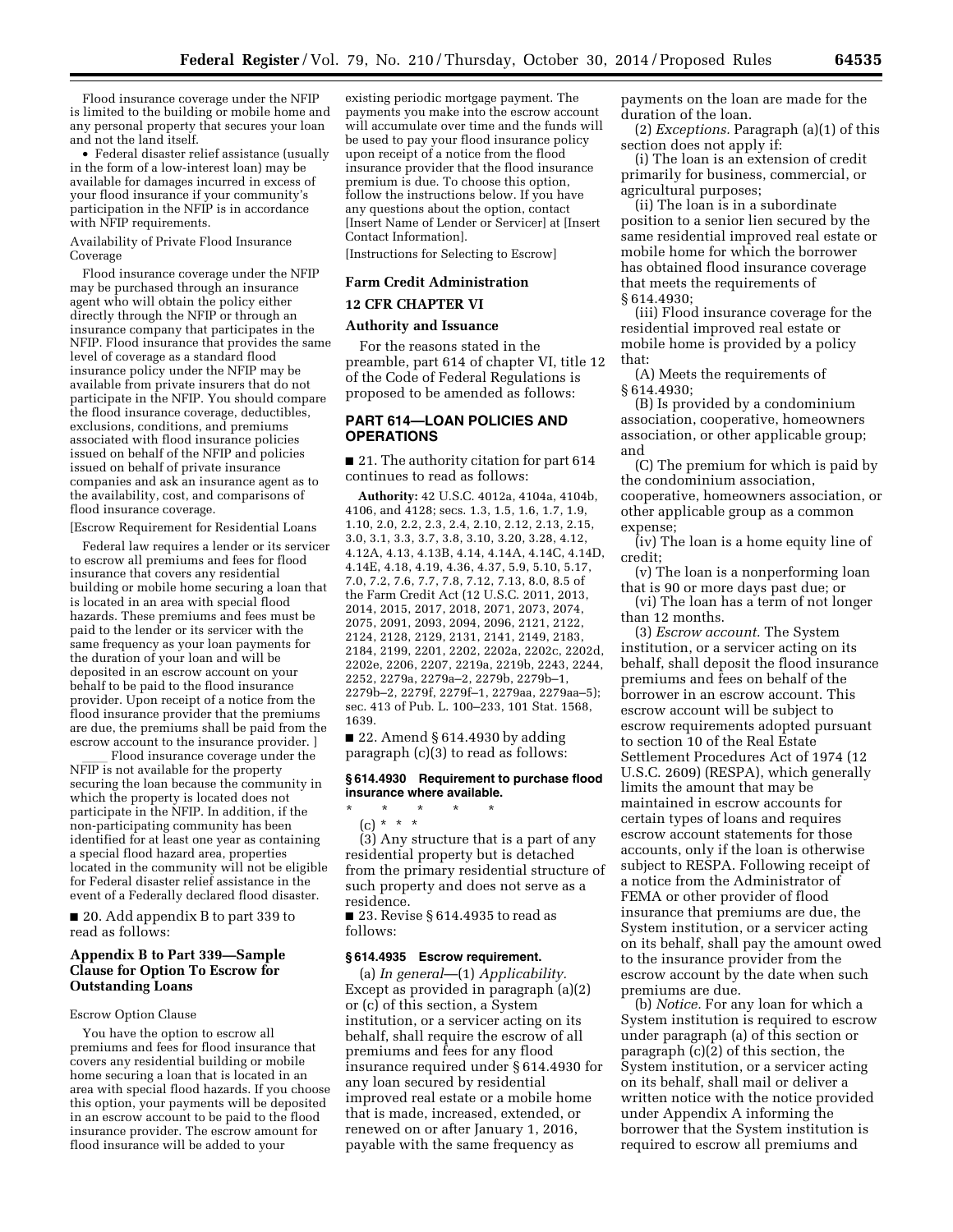Flood insurance coverage under the NFIP is limited to the building or mobile home and any personal property that securesyour loan and not the land itself.

- Federal disaster relief assistance (usually in the form of a low-interest loan) may be available for damages incurred in excess of your flood insurance if your community's participation in the NFIP is in accordance with NFIP requirements.

Availability of Private Flood Insurance Coverage

Flood insurance coverage under the NFIP may be purchased through an insurance agent who will obtain the policy either directly through the NFIP or through an insurance company that participates in the NFIP. Flood insurance that provides the same level of coverage as a standard flood insurance policy under the NFIP may be available from private insurers that do not participate in the NFIP. You should compare the flood insurance coverage, deductibles, exclusions, conditions, and premiums associated with flood insurance policies issued on behalf of the NFIP and policies issued on behalf of private insurance companies and ask an insurance agent as to the availability, cost, and comparisons of flood insurance coverage.

[Escrow Requirement for Residential Loans

Federal law requires a lender or its servicer to escrow all premiums and fees for flood insurance that covers any residential building or mobile home securing a loan that is located in an area with special flood hazards. These premiums and fees must be paid to the lender or its servicer with the same frequency as your loan payments for the duration of your loan and will be deposited in an escrow account on your behalf to be paid to the flood insurance provider. Upon receipt of a notice from the flood insurance provider that the premiums are due, the premiums shall be paid from the escrow account to the insurance provider. ]

____ Flood insurance coverage under the NFIP is not available for the property securing the loan because the community in which the property is located does not participate in the NFIP. In addition, if the non-participating community has been identified for at least one year as containing a special flood hazard area, properties located in the community will not be eligible for Federal disaster relief assistance in the event of a Federally declared flood disaster.

■ 20. Add appendix B to part 339 to read as follows:

### Appendix B to Part 339—Sample Clause for Option To Escrow for Outstanding Loans

Escrow Option Clause

You have the option to escrow all premiums and fees for flood insurance that covers any residential building or mobile home securing a loan that is located in an area with special flood hazards. If you choose this option, your payments will be deposited in an escrow account to be paid to the flood insurance provider. The escrow amount for flood insurance will be added to your existing periodic mortgage payment. The payments you make into the escrow account will accumulate over time and the funds will be used to pay your flood insurance policy upon receipt of a notice from the flood insurance provider that the flood insurance premium is due. To choose this option, follow the instructions below. If you have any questions about the option, contact [Insert Name of Lender or Servicer] at [Insert Contact Information].

[Instructions for Selecting to Escrow]

## Farm Credit Administration

## 12 CFR CHAPTER VI

### Authority and Issuance

For the reasons stated in the preamble, part 614 of chapter VI, title 12 of the Code of Federal Regulations is proposed to be amended as follows:

## PART 614—LOAN POLICIES AND OPERATIONS

■ 21. The authority citation for part 614 continues to read as follows:

**Authority:** 42 U.S.C. 4012a, 4104a, 4104b, 4106, and 4128; secs. 1.3, 1.5, 1.6, 1.7, 1.9, 1.10, 2.0, 2.2, 2.3, 2.4, 2.10, 2.12, 2.13, 2.15, 3.0, 3.1, 3.3, 3.7, 3.8, 3.10, 3.20, 3.28, 4.12, 4.12A, 4.13, 4.13B, 4.14, 4.14A, 4.14C, 4.14D, 4.14E, 4.18, 4.19, 4.36, 4.37, 5.9, 5.10, 5.17, 7.0, 7.2, 7.6, 7.7, 7.8, 7.12, 7.13, 8.0, 8.5 of the Farm Credit Act (12 U.S.C. 2011, 2013, 2014, 2015, 2017, 2018, 2071, 2073, 2074, 2075, 2091, 2093, 2094, 2096, 2121, 2122, 2124, 2128, 2129, 2131, 2141, 2149, 2183, 2184, 2199, 2201, 2202, 2202a, 2202c, 2202d, 2202e, 2206, 2207, 2219a, 2219b, 2243, 2244, 2252, 2279a, 2279a–2, 2279b, 2279b–1, 2279b–2, 2279f, 2279f–1, 2279aa, 2279aa–5); sec. 413 of Pub. L. 100–233, 101 Stat. 1568, 1639.

■ 22. Amend § 614.4930 by adding paragraph (c)(3) to read as follows:

#### § 614.4930 Requirement to purchase flood insurance where available.

\* \* \* \* \*

(c) \* \* \*

(3) Any structure that is a part of any residential property but is detached from the primary residential structure of such property and does not serve as a residence.

■ 23. Revise § 614.4935 to read as follows:

#### § 614.4935 Escrow requirement.

(a) *In general*—(1) *Applicability.* Except as provided in paragraph (a)(2) or (c) of this section, a System institution, or a servicer acting on its behalf, shall require the escrow of all premiums and fees for any flood insurance required under § 614.4930 for any loan secured by residential improved real estate or a mobile home that is made, increased, extended, or renewed on or after January 1, 2016, payable with the same frequency as payments on the loan are made for the duration of the loan.

(2) *Exceptions.* Paragraph (a)(1) of this section does not apply if:

(i) The loan is an extension of credit primarily for business, commercial, or agricultural purposes;

(ii) The loan is in a subordinate position to a senior lien secured by the same residential improved real estate or mobile home for which the borrower has obtained flood insurance coverage that meets the requirements of § 614.4930;

(iii) Flood insurance coverage for the residential improved real estate or mobile home is provided by a policy that:

(A) Meets the requirements of § 614.4930;

(B) Is provided by a condominium association, cooperative, homeowners association, or other applicable group; and

(C) The premium for which is paid by the condominium association, cooperative, homeowners association, or other applicable group as a common expense;

(iv) The loan is a home equity line of credit;

(v) The loan is a nonperforming loan that is 90 or more days past due; or

(vi) The loan has a term of not longer than 12 months.

(3) *Escrow account.* The System institution, or a servicer acting on its behalf, shall deposit the flood insurance premiums and fees on behalf of the borrower in an escrow account. This escrow account will be subject to escrow requirements adopted pursuant to section 10 of the Real Estate Settlement Procedures Act of 1974 (12 U.S.C. 2609) (RESPA), which generally limits the amount that may be maintained in escrow accounts for certain types of loans and requires escrow account statements for those accounts, only if the loan is otherwise subject to RESPA. Following receipt of a notice from the Administrator of FEMA or other provider of flood insurance that premiums are due, the System institution, or a servicer acting on its behalf, shall pay the amount owed to the insurance provider from the escrow account by the date when such premiums are due.

(b) *Notice.* For any loan for which a System institution is required to escrow under paragraph (a) of this section or paragraph (c)(2) of this section, the System institution, or a servicer acting on its behalf, shall mail or deliver a written notice with the notice provided under Appendix A informing the borrower that the System institution is required to escrow all premiums and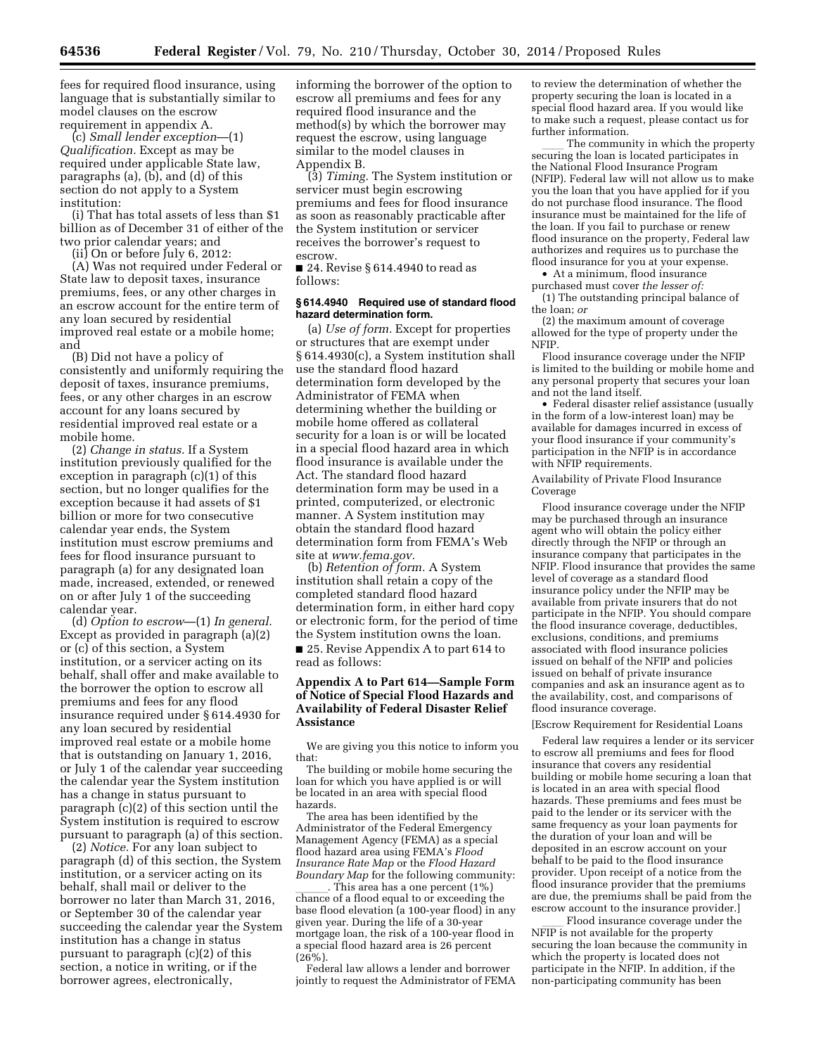fees for required flood insurance, using language that is substantially similar to model clauses on the escrow requirement in appendix A.

(c) *Small lender exception*—(1) *Qualification.* Except as may be required under applicable State law, paragraphs (a), (b), and (d) of this section do not apply to a System institution:

(i) That has total assets of less than $1 billion as of December 31 of either of the two prior calendar years; and

(ii) On or before July 6, 2012:

(A) Was not required under Federal or State law to deposit taxes, insurance premiums, fees, or any other charges in an escrow account for the entire term of any loan secured by residential improved real estate or a mobile home; and

(B) Did not have a policy of consistently and uniformly requiring the deposit of taxes, insurance premiums, fees, or any other charges in an escrow account for any loans secured by residential improved real estate or a mobile home.

(2) *Change in status.* If a System institution previously qualified for the exception in paragraph (c)(1) of this section, but no longer qualifies for the exception because it had assets of $1 billion or more for two consecutive calendar year ends, the System institution must escrow premiums and fees for flood insurance pursuant to paragraph (a) for any designated loan made, increased, extended, or renewed on or after July 1 of the succeeding calendar year.

(d) *Option to escrow*—(1) *In general.* Except as provided in paragraph (a)(2) or (c) of this section, a System institution, or a servicer acting on its behalf, shall offer and make available to the borrower the option to escrow all premiums and fees for any flood insurance required under § 614.4930 for any loan secured by residential improved real estate or a mobile home that is outstanding on January 1, 2016, or July 1 of the calendar year succeeding the calendar year the System institution has a change in status pursuant to paragraph (c)(2) of this section until the System institution is required to escrow pursuant to paragraph (a) of this section.

(2) *Notice.* For any loan subject to paragraph (d) of this section, the System institution, or a servicer acting on its behalf, shall mail or deliver to the borrower no later than March 31, 2016, or September 30 of the calendar year succeeding the calendar year the System institution has a change in status pursuant to paragraph (c)(2) of this section, a notice in writing, or if the borrower agrees, electronically, informing the borrower of the option to escrow all premiums and fees for any required flood insurance and the method(s) by which the borrower may request the escrow, using language similar to the model clauses in Appendix B.

(3) *Timing.* The System institution or servicer must begin escrowing premiums and fees for flood insurance as soon as reasonably practicable after the System institution or servicer receives the borrower's request to escrow.

■ 24. Revise § 614.4940 to read as follows:

**§ 614.4940 Required use of standard flood hazard determination form.**

(a) *Use of form.* Except for properties or structures that are exempt under § 614.4930(c), a System institution shall use the standard flood hazard determination form developed by the Administrator of FEMA when determining whether the building or mobile home offered as collateral security for a loan is or will be located in a special flood hazard area in which flood insurance is available under the Act. The standard flood hazard determination form may be used in a printed, computerized, or electronic manner. A System institution may obtain the standard flood hazard determination form from FEMA's Web site at *www.fema.gov.*

(b) *Retention of form.* A System institution shall retain a copy of the completed standard flood hazard determination form, in either hard copy or electronic form, for the period of time the System institution owns the loan.

■ 25. Revise Appendix A to part 614 to read as follows:

## Appendix A to Part 614—Sample Form of Notice of Special Flood Hazards and Availability of Federal Disaster Relief Assistance

We are giving you this notice to inform you that:

The building or mobile home securing the loan for which you have applied is or will be located in an area with special flood hazards.

The area has been identified by the Administrator of the Federal Emergency Management Agency (FEMA) as a special flood hazard area using FEMA's *Flood Insurance Rate Map* or the *Flood Hazard Boundary Map* for the following community: \_\_\_\_\_\_. This area has a one percent (1%) chance of a flood equal to or exceeding the base flood elevation (a 100-year flood) in any given year. During the life of a 30-year mortgage loan, the risk of a 100-year flood in a special flood hazard area is 26 percent (26%).

Federal law allows a lender and borrower jointly to request the Administrator of FEMA to review the determination of whether the property securing the loan is located in a special flood hazard area. If you would like to make such a request, please contact us for further information.

\_\_\_\_ The community in which the property securing the loan is located participates in the National Flood Insurance Program (NFIP). Federal law will not allow us to make you the loan that you have applied for if you do not purchase flood insurance. The flood insurance must be maintained for the life of the loan. If you fail to purchase or renew flood insurance on the property, Federal law authorizes and requires us to purchase the flood insurance for you at your expense.

- At a minimum, flood insurance purchased must cover *the lesser of:*

(1) The outstanding principal balance of the loan; *or*

(2) the maximum amount of coverage allowed for the type of property under the NFIP.

Flood insurance coverage under the NFIP is limited to the building or mobile home and any personal property that secures your loan and not the land itself.

- Federal disaster relief assistance (usually in the form of a low-interest loan) may be available for damages incurred in excess of your flood insurance if your community's participation in the NFIP is in accordance with NFIP requirements.

Availability of Private Flood Insurance Coverage

Flood insurance coverage under the NFIP may be purchased through an insurance agent who will obtain the policy either directly through the NFIP or through an insurance company that participates in the NFIP. Flood insurance that provides the same level of coverage as a standard flood insurance policy under the NFIP may be available from private insurers that do not participate in the NFIP. You should compare the flood insurance coverage, deductibles, exclusions, conditions, and premiums associated with flood insurance policies issued on behalf of the NFIP and policies issued on behalf of private insurance companies and ask an insurance agent as to the availability, cost, and comparisons of flood insurance coverage.

[Escrow Requirement for Residential Loans

Federal law requires a lender or its servicer to escrow all premiums and fees for flood insurance that covers any residential building or mobile home securing a loan that is located in an area with special flood hazards. These premiums and fees must be paid to the lender or its servicer with the same frequency as your loan payments for the duration of your loan and will be deposited in an escrow account on your behalf to be paid to the flood insurance provider. Upon receipt of a notice from the flood insurance provider that the premiums are due, the premiums shall be paid from the escrow account to the insurance provider.]

\_\_\_\_ Flood insurance coverage under the NFIP is not available for the property securing the loan because the community in which the property is located does not participate in the NFIP. In addition, if the non-participating community has been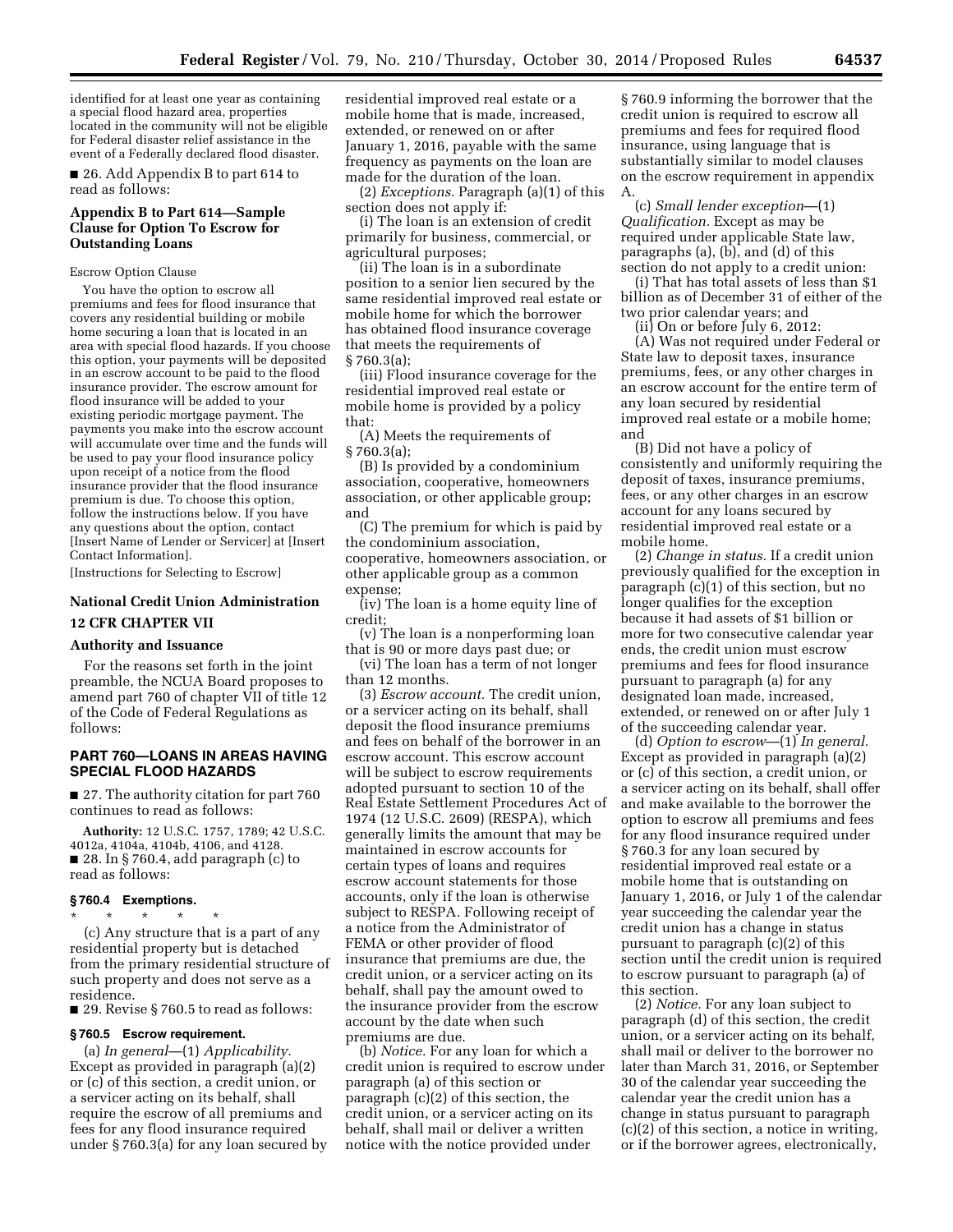identified for at least one year as containing a special flood hazard area, properties located in the community will not be eligible for Federal disaster relief assistance in the event of a Federally declared flood disaster.

■ 26. Add Appendix B to part 614 to read as follows:

### Appendix B to Part 614—Sample Clause for Option To Escrow for Outstanding Loans

Escrow Option Clause

You have the option to escrow all premiums and fees for flood insurance that covers any residential building or mobile home securing a loan that is located in an area with special flood hazards. If you choose this option, your payments will be deposited in an escrow account to be paid to the flood insurance provider. The escrow amount for flood insurance will be added to your existing periodic mortgage payment. The payments you make into the escrow account will accumulate over time and the funds will be used to pay your flood insurance policy upon receipt of a notice from the flood insurance provider that the flood insurance premium is due. To choose this option, follow the instructions below. If you have any questions about the option, contact [Insert Name of Lender or Servicer] at [Insert Contact Information].

[Instructions for Selecting to Escrow]

## National Credit Union Administration

## 12 CFR CHAPTER VII

### Authority and Issuance

For the reasons set forth in the joint preamble, the NCUA Board proposes to amend part 760 of chapter VII of title 12 of the Code of Federal Regulations as follows:

## PART 760—LOANS IN AREAS HAVING SPECIAL FLOOD HAZARDS

■ 27. The authority citation for part 760 continues to read as follows:

**Authority:** 12 U.S.C. 1757, 1789; 42 U.S.C. 4012a, 4104a, 4104b, 4106, and 4128.

■ 28. In § 760.4, add paragraph (c) to read as follows:

### § 760.4 Exemptions.

\* \* \* \* \*

(c) Any structure that is a part of any residential property but is detached from the primary residential structure of such property and does not serve as a residence.

■ 29. Revise § 760.5 to read as follows:

### § 760.5 Escrow requirement.

(a) *In general*—(1) *Applicability.* Except as provided in paragraph (a)(2) or (c) of this section, a credit union, or a servicer acting on its behalf, shall require the escrow of all premiums and fees for any flood insurance required under § 760.3(a) for any loan secured by residential improved real estate or a mobile home that is made, increased, extended, or renewed on or after January 1, 2016, payable with the same frequency as payments on the loan are made for the duration of the loan.

(2) *Exceptions.* Paragraph (a)(1) of this section does not apply if:

(i) The loan is an extension of credit primarily for business, commercial, or agricultural purposes;

(ii) The loan is in a subordinate position to a senior lien secured by the same residential improved real estate or mobile home for which the borrower has obtained flood insurance coverage that meets the requirements of § 760.3(a);

(iii) Flood insurance coverage for the residential improved real estate or mobile home is provided by a policy that:

(A) Meets the requirements of § 760.3(a);

(B) Is provided by a condominium association, cooperative, homeowners association, or other applicable group; and

(C) The premium for which is paid by the condominium association, cooperative, homeowners association, or other applicable group as a common expense;

(iv) The loan is a home equity line of credit;

(v) The loan is a nonperforming loan that is 90 or more days past due; or

(vi) The loan has a term of not longer than 12 months.

(3) *Escrow account.* The credit union, or a servicer acting on its behalf, shall deposit the flood insurance premiums and fees on behalf of the borrower in an escrow account. This escrow account will be subject to escrow requirements adopted pursuant to section 10 of the Real Estate Settlement Procedures Act of 1974 (12 U.S.C. 2609) (RESPA), which generally limits the amount that may be maintained in escrow accounts for certain types of loans and requires escrow account statements for those accounts, only if the loan is otherwise subject to RESPA. Following receipt of a notice from the Administrator of FEMA or other provider of flood insurance that premiums are due, the credit union, or a servicer acting on its behalf, shall pay the amount owed to the insurance provider from the escrow account by the date when such premiums are due.

(b) *Notice.* For any loan for which a credit union is required to escrow under paragraph (a) of this section or paragraph (c)(2) of this section, the credit union, or a servicer acting on its behalf, shall mail or deliver a written notice with the notice provided under § 760.9 informing the borrower that the credit union is required to escrow all premiums and fees for required flood insurance, using language that is substantially similar to model clauses on the escrow requirement in appendix A.

(c) *Small lender exception*—(1) *Qualification.* Except as may be required under applicable State law, paragraphs (a), (b), and (d) of this section do not apply to a credit union:

(i) That has total assets of less than $1 billion as of December 31 of either of the two prior calendar years; and

(ii) On or before July 6, 2012:

(A) Was not required under Federal or State law to deposit taxes, insurance premiums, fees, or any other charges in an escrow account for the entire term of any loan secured by residential improved real estate or a mobile home; and

(B) Did not have a policy of consistently and uniformly requiring the deposit of taxes, insurance premiums, fees, or any other charges in an escrow account for any loans secured by residential improved real estate or a mobile home.

(2) *Change in status.* If a credit union previously qualified for the exception in paragraph (c)(1) of this section, but no longer qualifies for the exception because it had assets of $1 billion or more for two consecutive calendar year ends, the credit union must escrow premiums and fees for flood insurance pursuant to paragraph (a) for any designated loan made, increased, extended, or renewed on or after July 1 of the succeeding calendar year.

(d) *Option to escrow*—(1) *In general.* Except as provided in paragraph (a)(2) or (c) of this section, a credit union, or a servicer acting on its behalf, shall offer and make available to the borrower the option to escrow all premiums and fees for any flood insurance required under § 760.3 for any loan secured by residential improved real estate or a mobile home that is outstanding on January 1, 2016, or July 1 of the calendar year succeeding the calendar year the credit union has a change in status pursuant to paragraph (c)(2) of this section until the credit union is required to escrow pursuant to paragraph (a) of this section.

(2) *Notice.* For any loan subject to paragraph (d) of this section, the credit union, or a servicer acting on its behalf, shall mail or deliver to the borrower no later than March 31, 2016, or September 30 of the calendar year succeeding the calendar year the credit union has a change in status pursuant to paragraph (c)(2) of this section, a notice in writing, or if the borrower agrees, electronically,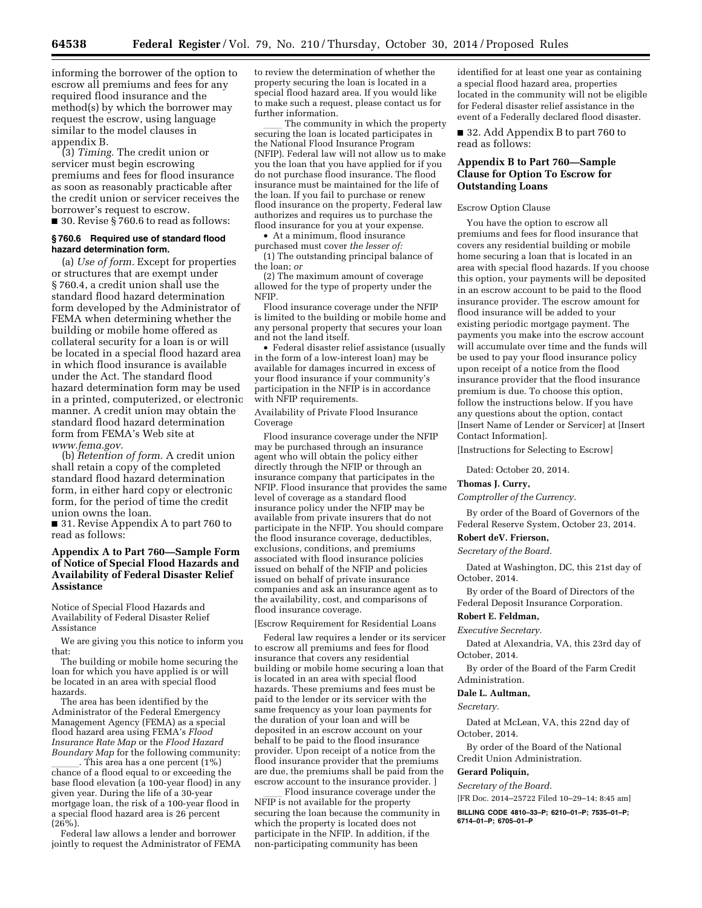informing the borrower of the option to escrow all premiums and fees for any required flood insurance and the method(s) by which the borrower may request the escrow, using language similar to the model clauses in appendix B.

(3) *Timing.* The credit union or servicer must begin escrowing premiums and fees for flood insurance as soon as reasonably practicable after the credit union or servicer receives the borrower's request to escrow.

■ 30. Revise § 760.6 to read as follows:

### § 760.6 Required use of standard flood hazard determination form.

(a) *Use of form.* Except for properties or structures that are exempt under § 760.4, a credit union shall use the standard flood hazard determination form developed by the Administrator of FEMA when determining whether the building or mobile home offered as collateral security for a loan is or will be located in a special flood hazard area in which flood insurance is available under the Act. The standard flood hazard determination form may be used in a printed, computerized, or electronic manner. A credit union may obtain the standard flood hazard determination form from FEMA's Web site at *www.fema.gov.*

(b) *Retention of form.* A credit union shall retain a copy of the completed standard flood hazard determination form, in either hard copy or electronic form, for the period of time the credit union owns the loan.

■ 31. Revise Appendix A to part 760 to read as follows:

## Appendix A to Part 760—Sample Form of Notice of Special Flood Hazards and Availability of Federal Disaster Relief Assistance

Notice of Special Flood Hazards and Availability of Federal Disaster Relief Assistance

We are giving you this notice to inform you that:

The building or mobile home securing the loan for which you have applied is or will be located in an area with special flood hazards.

The area has been identified by the Administrator of the Federal Emergency Management Agency (FEMA) as a special flood hazard area using FEMA's *Flood Insurance Rate Map* or the *Flood Hazard Boundary Map* for the following community: ______. This area has a one percent (1%) chance of a flood equal to or exceeding the base flood elevation (a 100-year flood) in any given year. During the life of a 30-year mortgage loan, the risk of a 100-year flood in a special flood hazard area is 26 percent (26%).

Federal law allows a lender and borrower jointly to request the Administrator of FEMA to review the determination of whether the property securing the loan is located in a special flood hazard area. If you would like to make such a request, please contact us for further information.

____ The community in which the property securing the loan is located participates in the National Flood Insurance Program (NFIP). Federal law will not allow us to make you the loan that you have applied for if you do not purchase flood insurance. The flood insurance must be maintained for the life of the loan. If you fail to purchase or renew flood insurance on the property, Federal law authorizes and requires us to purchase the flood insurance for you at your expense.

- At a minimum, flood insurance purchased must cover *the lesser of:*

(1) The outstanding principal balance of the loan; *or*

(2) The maximum amount of coverage allowed for the type of property under the NFIP.

Flood insurance coverage under the NFIP is limited to the building or mobile home and any personal property that secures your loan and not the land itself.

- Federal disaster relief assistance (usually in the form of a low-interest loan) may be available for damages incurred in excess of your flood insurance if your community's participation in the NFIP is in accordance with NFIP requirements.

Availability of Private Flood Insurance Coverage

Flood insurance coverage under the NFIP may be purchased through an insurance agent who will obtain the policy either directly through the NFIP or through an insurance company that participates in the NFIP. Flood insurance that provides the same level of coverage as a standard flood insurance policy under the NFIP may be available from private insurers that do not participate in the NFIP. You should compare the flood insurance coverage, deductibles, exclusions, conditions, and premiums associated with flood insurance policies issued on behalf of the NFIP and policies issued on behalf of private insurance companies and ask an insurance agent as to the availability, cost, and comparisons of flood insurance coverage.

[Escrow Requirement for Residential Loans

Federal law requires a lender or its servicer to escrow all premiums and fees for flood insurance that covers any residential building or mobile home securing a loan that is located in an area with special flood hazards. These premiums and fees must be paid to the lender or its servicer with the same frequency as your loan payments for the duration of your loan and will be deposited in an escrow account on your behalf to be paid to the flood insurance provider. Upon receipt of a notice from the flood insurance provider that the premiums are due, the premiums shall be paid from the escrow account to the insurance provider. ]

____ Flood insurance coverage under the NFIP is not available for the property securing the loan because the community in which the property is located does not participate in the NFIP. In addition, if the non-participating community has been identified for at least one year as containing a special flood hazard area, properties located in the community will not be eligible for Federal disaster relief assistance in the event of a Federally declared flood disaster.

■ 32. Add Appendix B to part 760 to read as follows:

## Appendix B to Part 760—Sample Clause for Option To Escrow for Outstanding Loans

Escrow Option Clause

You have the option to escrow all premiums and fees for flood insurance that covers any residential building or mobile home securing a loan that is located in an area with special flood hazards. If you choose this option, your payments will be deposited in an escrow account to be paid to the flood insurance provider. The escrow amount for flood insurance will be added to your existing periodic mortgage payment. The payments you make into the escrow account will accumulate over time and the funds will be used to pay your flood insurance policy upon receipt of a notice from the flood insurance provider that the flood insurance premium is due. To choose this option, follow the instructions below. If you have any questions about the option, contact [Insert Name of Lender or Servicer] at [Insert Contact Information].

[Instructions for Selecting to Escrow]

Dated: October 20, 2014.

**Thomas J. Curry,**

*Comptroller of the Currency.*

By order of the Board of Governors of the Federal Reserve System, October 23, 2014.

**Robert deV. Frierson,**

*Secretary of the Board.*

Dated at Washington, DC, this 21st day of October, 2014.

By order of the Board of Directors of the Federal Deposit Insurance Corporation.

**Robert E. Feldman,**

*Executive Secretary.*

Dated at Alexandria, VA, this 23rd day of October, 2014.

By order of the Board of the Farm Credit Administration.

**Dale L. Aultman,**

*Secretary.*

Dated at McLean, VA, this 22nd day of October, 2014.

By order of the Board of the National Credit Union Administration.

**Gerard Poliquin,**

*Secretary of the Board.*

[FR Doc. 2014–25722 Filed 10–29–14; 8:45 am]

**BILLING CODE 4810–33–P; 6210–01–P; 7535–01–P; 6714–01–P; 6705–01–P**